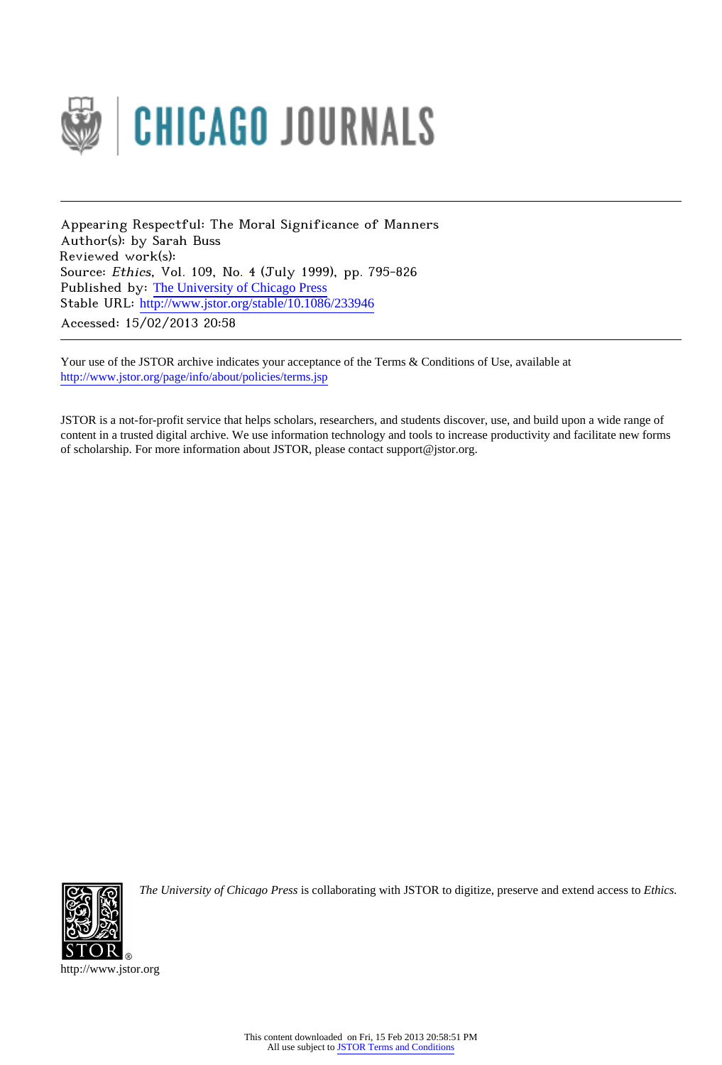Appearing Respectful: The Moral Significance of Manners
Author(s): by Sarah Buss
Reviewed work(s):
Source: *Ethics*, Vol. 109, No. 4 (July 1999), pp. 795-826
Published by: The University of Chicago Press
Stable URL: http://www.jstor.org/stable/10.1086/233946
Accessed: 15/02/2013 20:58

Your use of the JSTOR archive indicates your acceptance of the Terms & Conditions of Use, available at http://www.jstor.org/page/info/about/policies/terms.jsp

JSTOR is a not-for-profit service that helps scholars, researchers, and students discover, use, and build upon a wide range of content in a trusted digital archive. We use information technology and tools to increase productivity and facilitate new forms of scholarship. For more information about JSTOR, please contact support@jstor.org.

*The University of Chicago Press* is collaborating with JSTOR to digitize, preserve and extend access to *Ethics*.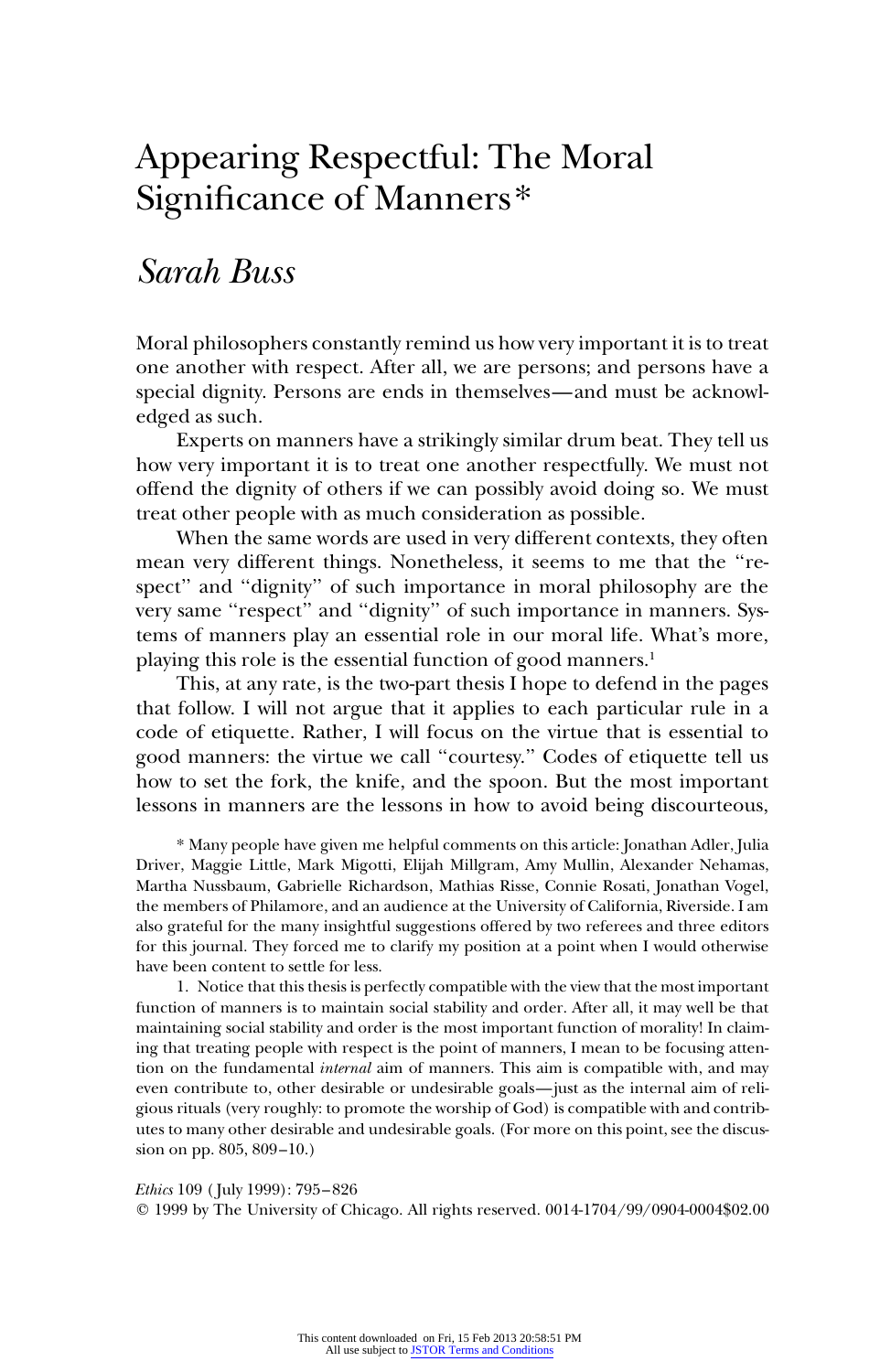# Appearing Respectful: The Moral Significance of Manners*

## *Sarah Buss*

Moral philosophers constantly remind us how very important it is to treat one another with respect. After all, we are persons; and persons have a special dignity. Persons are ends in themselves—and must be acknowledged as such.

Experts on manners have a strikingly similar drum beat. They tell us how very important it is to treat one another respectfully. We must not offend the dignity of others if we can possibly avoid doing so. We must treat other people with as much consideration as possible.

When the same words are used in very different contexts, they often mean very different things. Nonetheless, it seems to me that the "respect" and "dignity" of such importance in moral philosophy are the very same "respect" and "dignity" of such importance in manners. Systems of manners play an essential role in our moral life. What's more, playing this role is the essential function of good manners.[1]

This, at any rate, is the two-part thesis I hope to defend in the pages that follow. I will not argue that it applies to each particular rule in a code of etiquette. Rather, I will focus on the virtue that is essential to good manners: the virtue we call "courtesy." Codes of etiquette tell us how to set the fork, the knife, and the spoon. But the most important lessons in manners are the lessons in how to avoid being discourteous,

\* Many people have given me helpful comments on this article: Jonathan Adler, Julia Driver, Maggie Little, Mark Migotti, Elijah Millgram, Amy Mullin, Alexander Nehamas, Martha Nussbaum, Gabrielle Richardson, Mathias Risse, Connie Rosati, Jonathan Vogel, the members of Philamore, and an audience at the University of California, Riverside. I am also grateful for the many insightful suggestions offered by two referees and three editors for this journal. They forced me to clarify my position at a point when I would otherwise have been content to settle for less.

1. Notice that this thesis is perfectly compatible with the view that the most important function of manners is to maintain social stability and order. After all, it may well be that maintaining social stability and order is the most important function of morality! In claiming that treating people with respect is the point of manners, I mean to be focusing attention on the fundamental *internal* aim of manners. This aim is compatible with, and may even contribute to, other desirable or undesirable goals—just as the internal aim of religious rituals (very roughly: to promote the worship of God) is compatible with and contributes to many other desirable and undesirable goals. (For more on this point, see the discussion on pp. 805, 809–10.)

*Ethics* 109 (July 1999): 795–826
© 1999 by The University of Chicago. All rights reserved. 0014-1704/99/0904-0004$02.00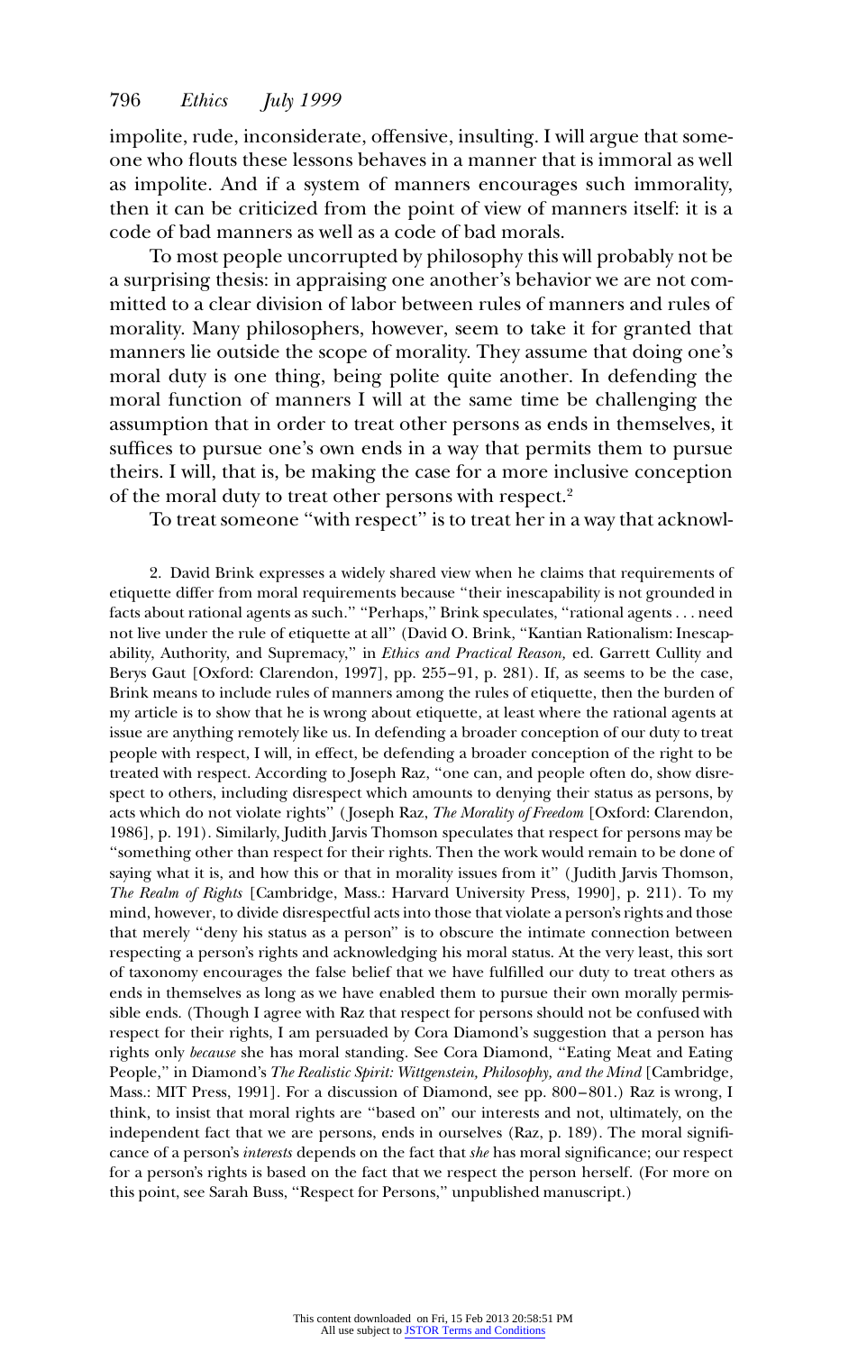impolite, rude, inconsiderate, offensive, insulting. I will argue that someone who flouts these lessons behaves in a manner that is immoral as well as impolite. And if a system of manners encourages such immorality, then it can be criticized from the point of view of manners itself: it is a code of bad manners as well as a code of bad morals.

To most people uncorrupted by philosophy this will probably not be a surprising thesis: in appraising one another's behavior we are not committed to a clear division of labor between rules of manners and rules of morality. Many philosophers, however, seem to take it for granted that manners lie outside the scope of morality. They assume that doing one's moral duty is one thing, being polite quite another. In defending the moral function of manners I will at the same time be challenging the assumption that in order to treat other persons as ends in themselves, it suffices to pursue one's own ends in a way that permits them to pursue theirs. I will, that is, be making the case for a more inclusive conception of the moral duty to treat other persons with respect.[2]

To treat someone "with respect" is to treat her in a way that acknowl-

2. David Brink expresses a widely shared view when he claims that requirements of etiquette differ from moral requirements because "their inescapability is not grounded in facts about rational agents as such." "Perhaps," Brink speculates, "rational agents . . . need not live under the rule of etiquette at all" (David O. Brink, "Kantian Rationalism: Inescapability, Authority, and Supremacy," in *Ethics and Practical Reason,* ed. Garrett Cullity and Berys Gaut [Oxford: Clarendon, 1997], pp. 255–91, p. 281). If, as seems to be the case, Brink means to include rules of manners among the rules of etiquette, then the burden of my article is to show that he is wrong about etiquette, at least where the rational agents at issue are anything remotely like us. In defending a broader conception of our duty to treat people with respect, I will, in effect, be defending a broader conception of the right to be treated with respect. According to Joseph Raz, "one can, and people often do, show disrespect to others, including disrespect which amounts to denying their status as persons, by acts which do not violate rights" (Joseph Raz, *The Morality of Freedom* [Oxford: Clarendon, 1986], p. 191). Similarly, Judith Jarvis Thomson speculates that respect for persons may be "something other than respect for their rights. Then the work would remain to be done of saying what it is, and how this or that in morality issues from it" (Judith Jarvis Thomson, *The Realm of Rights* [Cambridge, Mass.: Harvard University Press, 1990], p. 211). To my mind, however, to divide disrespectful acts into those that violate a person's rights and those that merely "deny his status as a person" is to obscure the intimate connection between respecting a person's rights and acknowledging his moral status. At the very least, this sort of taxonomy encourages the false belief that we have fulfilled our duty to treat others as ends in themselves as long as we have enabled them to pursue their own morally permissible ends. (Though I agree with Raz that respect for persons should not be confused with respect for their rights, I am persuaded by Cora Diamond's suggestion that a person has rights only *because* she has moral standing. See Cora Diamond, "Eating Meat and Eating People," in Diamond's *The Realistic Spirit: Wittgenstein, Philosophy, and the Mind* [Cambridge, Mass.: MIT Press, 1991]. For a discussion of Diamond, see pp. 800–801.) Raz is wrong, I think, to insist that moral rights are "based on" our interests and not, ultimately, on the independent fact that we are persons, ends in ourselves (Raz, p. 189). The moral significance of a person's *interests* depends on the fact that *she* has moral significance; our respect for a person's rights is based on the fact that we respect the person herself. (For more on this point, see Sarah Buss, "Respect for Persons," unpublished manuscript.)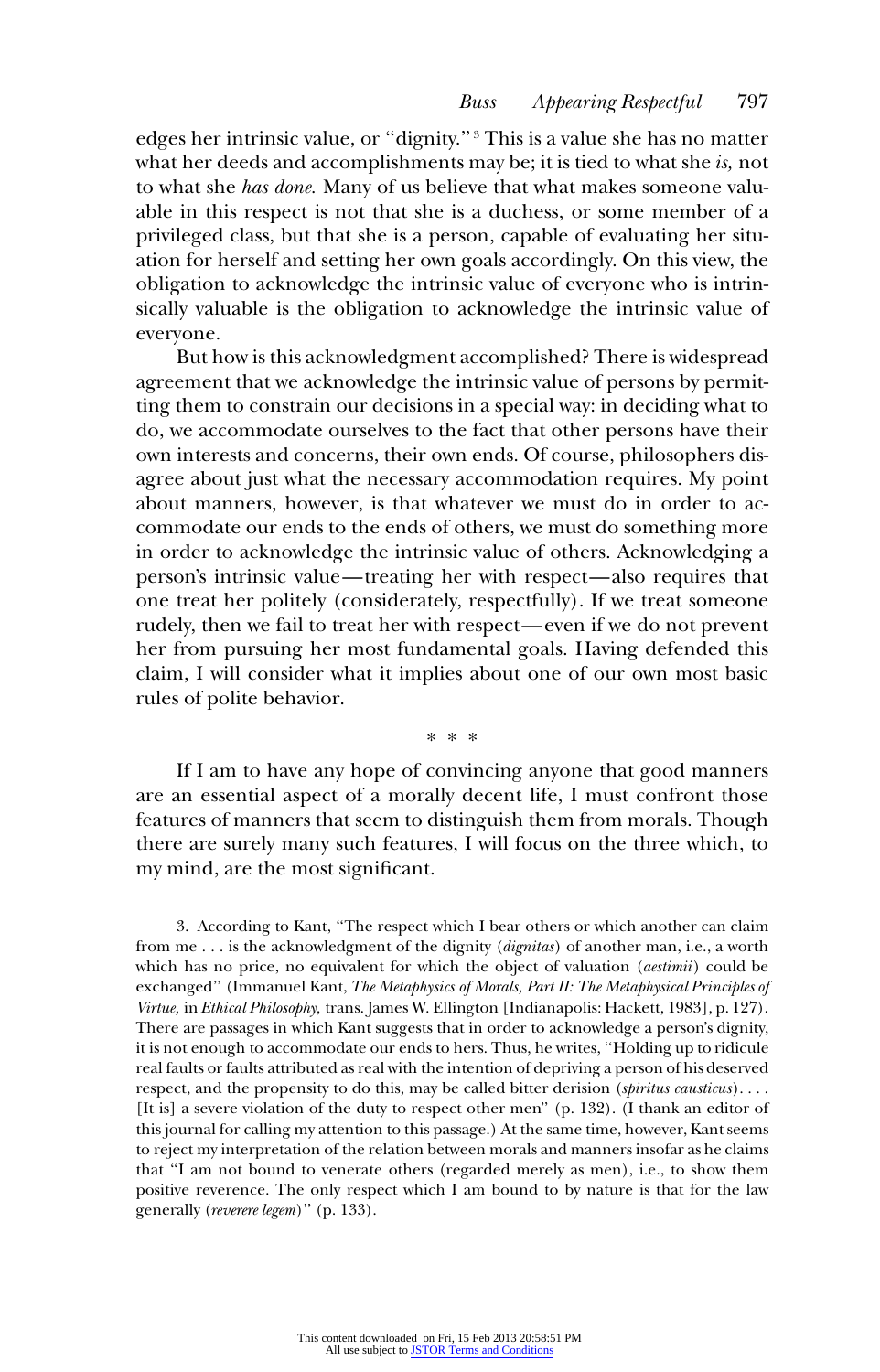edges her intrinsic value, or "dignity."[3] This is a value she has no matter what her deeds and accomplishments may be; it is tied to what she *is,* not to what she *has done.* Many of us believe that what makes someone valuable in this respect is not that she is a duchess, or some member of a privileged class, but that she is a person, capable of evaluating her situation for herself and setting her own goals accordingly. On this view, the obligation to acknowledge the intrinsic value of everyone who is intrinsically valuable is the obligation to acknowledge the intrinsic value of everyone.

But how is this acknowledgment accomplished? There is widespread agreement that we acknowledge the intrinsic value of persons by permitting them to constrain our decisions in a special way: in deciding what to do, we accommodate ourselves to the fact that other persons have their own interests and concerns, their own ends. Of course, philosophers disagree about just what the necessary accommodation requires. My point about manners, however, is that whatever we must do in order to accommodate our ends to the ends of others, we must do something more in order to acknowledge the intrinsic value of others. Acknowledging a person's intrinsic value—treating her with respect—also requires that one treat her politely (considerately, respectfully). If we treat someone rudely, then we fail to treat her with respect—even if we do not prevent her from pursuing her most fundamental goals. Having defended this claim, I will consider what it implies about one of our own most basic rules of polite behavior.

\* \* \*

If I am to have any hope of convincing anyone that good manners are an essential aspect of a morally decent life, I must confront those features of manners that seem to distinguish them from morals. Though there are surely many such features, I will focus on the three which, to my mind, are the most significant.

3. According to Kant, "The respect which I bear others or which another can claim from me . . . is the acknowledgment of the dignity (*dignitas*) of another man, i.e., a worth which has no price, no equivalent for which the object of valuation (*aestimii*) could be exchanged" (Immanuel Kant, *The Metaphysics of Morals, Part II: The Metaphysical Principles of Virtue,* in *Ethical Philosophy,* trans. James W. Ellington [Indianapolis: Hackett, 1983], p. 127). There are passages in which Kant suggests that in order to acknowledge a person's dignity, it is not enough to accommodate our ends to hers. Thus, he writes, "Holding up to ridicule real faults or faults attributed as real with the intention of depriving a person of his deserved respect, and the propensity to do this, may be called bitter derision (*spiritus causticus*). . . . [It is] a severe violation of the duty to respect other men" (p. 132). (I thank an editor of this journal for calling my attention to this passage.) At the same time, however, Kant seems to reject my interpretation of the relation between morals and manners insofar as he claims that "I am not bound to venerate others (regarded merely as men), i.e., to show them positive reverence. The only respect which I am bound to by nature is that for the law generally (*reverere legem*)" (p. 133).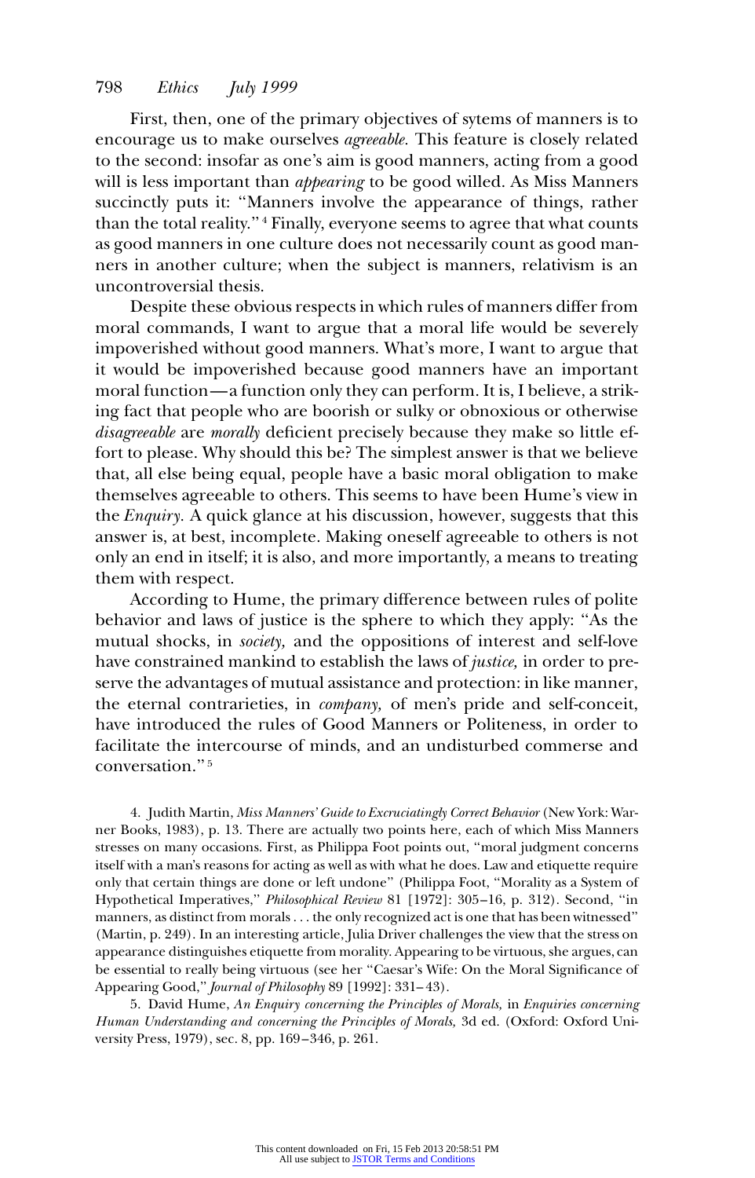First, then, one of the primary objectives of sytems of manners is to encourage us to make ourselves *agreeable.* This feature is closely related to the second: insofar as one's aim is good manners, acting from a good will is less important than *appearing* to be good willed. As Miss Manners succinctly puts it: "Manners involve the appearance of things, rather than the total reality."[4] Finally, everyone seems to agree that what counts as good manners in one culture does not necessarily count as good manners in another culture; when the subject is manners, relativism is an uncontroversial thesis.

Despite these obvious respects in which rules of manners differ from moral commands, I want to argue that a moral life would be severely impoverished without good manners. What's more, I want to argue that it would be impoverished because good manners have an important moral function—a function only they can perform. It is, I believe, a striking fact that people who are boorish or sulky or obnoxious or otherwise *disagreeable* are *morally* deficient precisely because they make so little effort to please. Why should this be? The simplest answer is that we believe that, all else being equal, people have a basic moral obligation to make themselves agreeable to others. This seems to have been Hume's view in the *Enquiry.* A quick glance at his discussion, however, suggests that this answer is, at best, incomplete. Making oneself agreeable to others is not only an end in itself; it is also, and more importantly, a means to treating them with respect.

According to Hume, the primary difference between rules of polite behavior and laws of justice is the sphere to which they apply: "As the mutual shocks, in *society,* and the oppositions of interest and self-love have constrained mankind to establish the laws of *justice,* in order to preserve the advantages of mutual assistance and protection: in like manner, the eternal contrarieties, in *company,* of men's pride and self-conceit, have introduced the rules of Good Manners or Politeness, in order to facilitate the intercourse of minds, and an undisturbed commerse and conversation."[5]

4. Judith Martin, *Miss Manners' Guide to Excruciatingly Correct Behavior* (New York: Warner Books, 1983), p. 13. There are actually two points here, each of which Miss Manners stresses on many occasions. First, as Philippa Foot points out, "moral judgment concerns itself with a man's reasons for acting as well as with what he does. Law and etiquette require only that certain things are done or left undone" (Philippa Foot, "Morality as a System of Hypothetical Imperatives," *Philosophical Review* 81 [1972]: 305–16, p. 312). Second, "in manners, as distinct from morals . . . the only recognized act is one that has been witnessed" (Martin, p. 249). In an interesting article, Julia Driver challenges the view that the stress on appearance distinguishes etiquette from morality. Appearing to be virtuous, she argues, can be essential to really being virtuous (see her "Caesar's Wife: On the Moral Significance of Appearing Good," *Journal of Philosophy* 89 [1992]: 331–43).

5. David Hume, *An Enquiry concerning the Principles of Morals,* in *Enquiries concerning Human Understanding and concerning the Principles of Morals,* 3d ed. (Oxford: Oxford University Press, 1979), sec. 8, pp. 169–346, p. 261.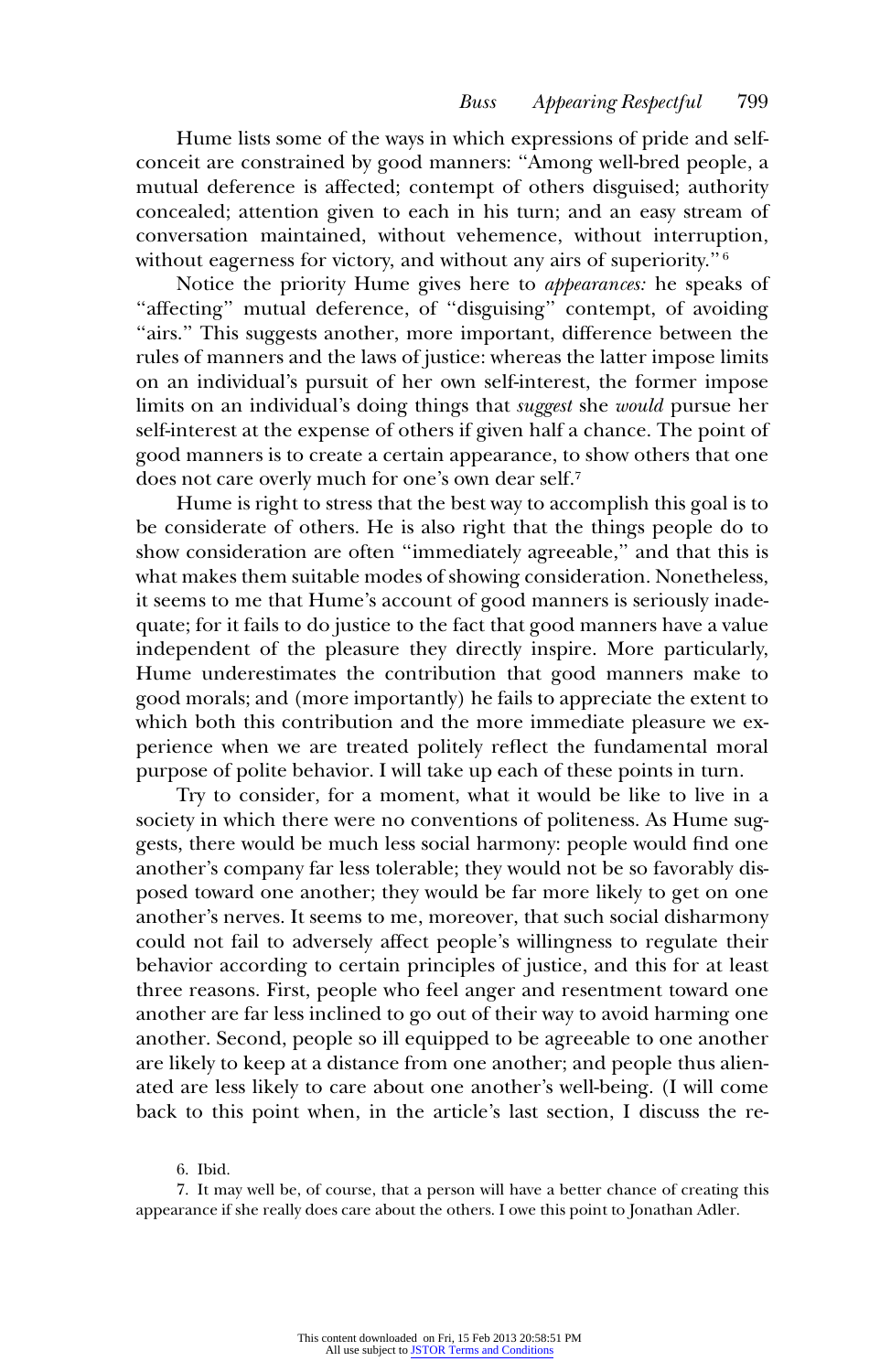Hume lists some of the ways in which expressions of pride and self-conceit are constrained by good manners: "Among well-bred people, a mutual deference is affected; contempt of others disguised; authority concealed; attention given to each in his turn; and an easy stream of conversation maintained, without vehemence, without interruption, without eagerness for victory, and without any airs of superiority."[6]

Notice the priority Hume gives here to *appearances:* he speaks of "affecting" mutual deference, of "disguising" contempt, of avoiding "airs." This suggests another, more important, difference between the rules of manners and the laws of justice: whereas the latter impose limits on an individual's pursuit of her own self-interest, the former impose limits on an individual's doing things that *suggest* she *would* pursue her self-interest at the expense of others if given half a chance. The point of good manners is to create a certain appearance, to show others that one does not care overly much for one's own dear self.[7]

Hume is right to stress that the best way to accomplish this goal is to be considerate of others. He is also right that the things people do to show consideration are often "immediately agreeable," and that this is what makes them suitable modes of showing consideration. Nonetheless, it seems to me that Hume's account of good manners is seriously inadequate; for it fails to do justice to the fact that good manners have a value independent of the pleasure they directly inspire. More particularly, Hume underestimates the contribution that good manners make to good morals; and (more importantly) he fails to appreciate the extent to which both this contribution and the more immediate pleasure we experience when we are treated politely reflect the fundamental moral purpose of polite behavior. I will take up each of these points in turn.

Try to consider, for a moment, what it would be like to live in a society in which there were no conventions of politeness. As Hume suggests, there would be much less social harmony: people would find one another's company far less tolerable; they would not be so favorably disposed toward one another; they would be far more likely to get on one another's nerves. It seems to me, moreover, that such social disharmony could not fail to adversely affect people's willingness to regulate their behavior according to certain principles of justice, and this for at least three reasons. First, people who feel anger and resentment toward one another are far less inclined to go out of their way to avoid harming one another. Second, people so ill equipped to be agreeable to one another are likely to keep at a distance from one another; and people thus alienated are less likely to care about one another's well-being. (I will come back to this point when, in the article's last section, I discuss the re-

6. Ibid.

7. It may well be, of course, that a person will have a better chance of creating this appearance if she really does care about the others. I owe this point to Jonathan Adler.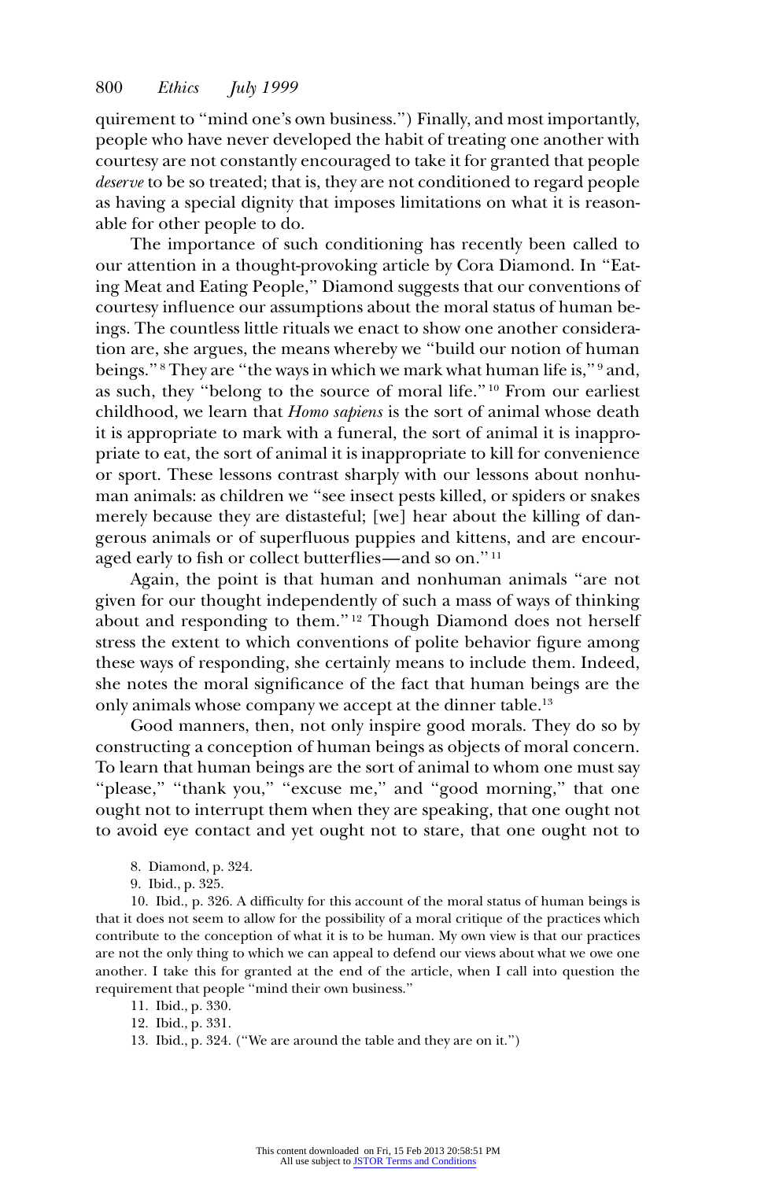quirement to "mind one's own business.") Finally, and most importantly, people who have never developed the habit of treating one another with courtesy are not constantly encouraged to take it for granted that people *deserve* to be so treated; that is, they are not conditioned to regard people as having a special dignity that imposes limitations on what it is reasonable for other people to do.

The importance of such conditioning has recently been called to our attention in a thought-provoking article by Cora Diamond. In "Eating Meat and Eating People," Diamond suggests that our conventions of courtesy influence our assumptions about the moral status of human beings. The countless little rituals we enact to show one another consideration are, she argues, the means whereby we "build our notion of human beings."[8] They are "the ways in which we mark what human life is,"[9] and, as such, they "belong to the source of moral life."[10] From our earliest childhood, we learn that *Homo sapiens* is the sort of animal whose death it is appropriate to mark with a funeral, the sort of animal it is inappropriate to eat, the sort of animal it is inappropriate to kill for convenience or sport. These lessons contrast sharply with our lessons about nonhuman animals: as children we "see insect pests killed, or spiders or snakes merely because they are distasteful; [we] hear about the killing of dangerous animals or of superfluous puppies and kittens, and are encouraged early to fish or collect butterflies—and so on."[11]

Again, the point is that human and nonhuman animals "are not given for our thought independently of such a mass of ways of thinking about and responding to them."[12] Though Diamond does not herself stress the extent to which conventions of polite behavior figure among these ways of responding, she certainly means to include them. Indeed, she notes the moral significance of the fact that human beings are the only animals whose company we accept at the dinner table.[13]

Good manners, then, not only inspire good morals. They do so by constructing a conception of human beings as objects of moral concern. To learn that human beings are the sort of animal to whom one must say "please," "thank you," "excuse me," and "good morning," that one ought not to interrupt them when they are speaking, that one ought not to avoid eye contact and yet ought not to stare, that one ought not to

8. Diamond, p. 324.

9. Ibid., p. 325.

10. Ibid., p. 326. A difficulty for this account of the moral status of human beings is that it does not seem to allow for the possibility of a moral critique of the practices which contribute to the conception of what it is to be human. My own view is that our practices are not the only thing to which we can appeal to defend our views about what we owe one another. I take this for granted at the end of the article, when I call into question the requirement that people "mind their own business."

11. Ibid., p. 330.

12. Ibid., p. 331.

13. Ibid., p. 324. ("We are around the table and they are on it.")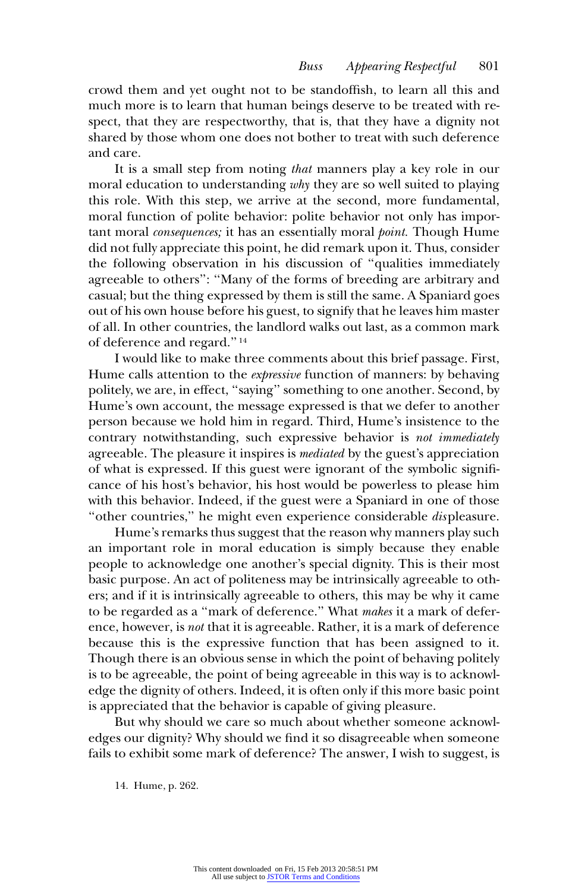crowd them and yet ought not to be standoffish, to learn all this and much more is to learn that human beings deserve to be treated with respect, that they are respectworthy, that is, that they have a dignity not shared by those whom one does not bother to treat with such deference and care.

It is a small step from noting *that* manners play a key role in our moral education to understanding *why* they are so well suited to playing this role. With this step, we arrive at the second, more fundamental, moral function of polite behavior: polite behavior not only has important moral *consequences;* it has an essentially moral *point.* Though Hume did not fully appreciate this point, he did remark upon it. Thus, consider the following observation in his discussion of "qualities immediately agreeable to others": "Many of the forms of breeding are arbitrary and casual; but the thing expressed by them is still the same. A Spaniard goes out of his own house before his guest, to signify that he leaves him master of all. In other countries, the landlord walks out last, as a common mark of deference and regard."[14]

I would like to make three comments about this brief passage. First, Hume calls attention to the *expressive* function of manners: by behaving politely, we are, in effect, "saying" something to one another. Second, by Hume's own account, the message expressed is that we defer to another person because we hold him in regard. Third, Hume's insistence to the contrary notwithstanding, such expressive behavior is *not immediately* agreeable. The pleasure it inspires is *mediated* by the guest's appreciation of what is expressed. If this guest were ignorant of the symbolic significance of his host's behavior, his host would be powerless to please him with this behavior. Indeed, if the guest were a Spaniard in one of those "other countries," he might even experience considerable *dis*pleasure.

Hume's remarks thus suggest that the reason why manners play such an important role in moral education is simply because they enable people to acknowledge one another's special dignity. This is their most basic purpose. An act of politeness may be intrinsically agreeable to others; and if it is intrinsically agreeable to others, this may be why it came to be regarded as a "mark of deference." What *makes* it a mark of deference, however, is *not* that it is agreeable. Rather, it is a mark of deference because this is the expressive function that has been assigned to it. Though there is an obvious sense in which the point of behaving politely is to be agreeable, the point of being agreeable in this way is to acknowledge the dignity of others. Indeed, it is often only if this more basic point is appreciated that the behavior is capable of giving pleasure.

But why should we care so much about whether someone acknowledges our dignity? Why should we find it so disagreeable when someone fails to exhibit some mark of deference? The answer, I wish to suggest, is

14. Hume, p. 262.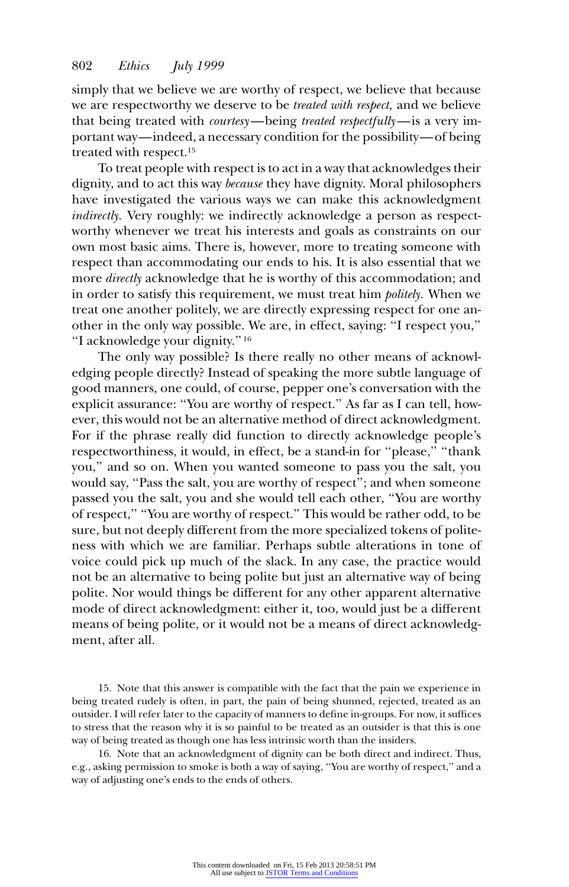simply that we believe we are worthy of respect, we believe that because we are respectworthy we deserve to be *treated with respect,* and we believe that being treated with *courtesy*—being *treated respectfully*—is a very important way—indeed, a necessary condition for the possibility—of being treated with respect.[15]

To treat people with respect is to act in a way that acknowledges their dignity, and to act this way *because* they have dignity. Moral philosophers have investigated the various ways we can make this acknowledgment *indirectly.* Very roughly: we indirectly acknowledge a person as respectworthy whenever we treat his interests and goals as constraints on our own most basic aims. There is, however, more to treating someone with respect than accommodating our ends to his. It is also essential that we more *directly* acknowledge that he is worthy of this accommodation; and in order to satisfy this requirement, we must treat him *politely.* When we treat one another politely, we are directly expressing respect for one another in the only way possible. We are, in effect, saying: "I respect you," "I acknowledge your dignity."[16]

The only way possible? Is there really no other means of acknowledging people directly? Instead of speaking the more subtle language of good manners, one could, of course, pepper one's conversation with the explicit assurance: "You are worthy of respect." As far as I can tell, however, this would not be an alternative method of direct acknowledgment. For if the phrase really did function to directly acknowledge people's respectworthiness, it would, in effect, be a stand-in for "please," "thank you," and so on. When you wanted someone to pass you the salt, you would say, "Pass the salt, you are worthy of respect"; and when someone passed you the salt, you and she would tell each other, "You are worthy of respect," "You are worthy of respect." This would be rather odd, to be sure, but not deeply different from the more specialized tokens of politeness with which we are familiar. Perhaps subtle alterations in tone of voice could pick up much of the slack. In any case, the practice would not be an alternative to being polite but just an alternative way of being polite. Nor would things be different for any other apparent alternative mode of direct acknowledgment: either it, too, would just be a different means of being polite, or it would not be a means of direct acknowledgment, after all.

15. Note that this answer is compatible with the fact that the pain we experience in being treated rudely is often, in part, the pain of being shunned, rejected, treated as an outsider. I will refer later to the capacity of manners to define in-groups. For now, it suffices to stress that the reason why it is so painful to be treated as an outsider is that this is one way of being treated as though one has less intrinsic worth than the insiders.

16. Note that an acknowledgment of dignity can be both direct and indirect. Thus, e.g., asking permission to smoke is both a way of saying, "You are worthy of respect," and a way of adjusting one's ends to the ends of others.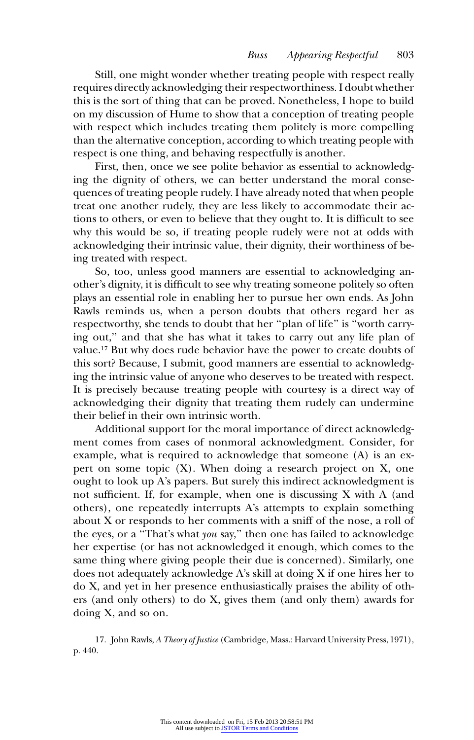Still, one might wonder whether treating people with respect really requires directly acknowledging their respectworthiness. I doubt whether this is the sort of thing that can be proved. Nonetheless, I hope to build on my discussion of Hume to show that a conception of treating people with respect which includes treating them politely is more compelling than the alternative conception, according to which treating people with respect is one thing, and behaving respectfully is another.

First, then, once we see polite behavior as essential to acknowledging the dignity of others, we can better understand the moral consequences of treating people rudely. I have already noted that when people treat one another rudely, they are less likely to accommodate their actions to others, or even to believe that they ought to. It is difficult to see why this would be so, if treating people rudely were not at odds with acknowledging their intrinsic value, their dignity, their worthiness of being treated with respect.

So, too, unless good manners are essential to acknowledging another's dignity, it is difficult to see why treating someone politely so often plays an essential role in enabling her to pursue her own ends. As John Rawls reminds us, when a person doubts that others regard her as respectworthy, she tends to doubt that her "plan of life" is "worth carrying out," and that she has what it takes to carry out any life plan of value.[17] But why does rude behavior have the power to create doubts of this sort? Because, I submit, good manners are essential to acknowledging the intrinsic value of anyone who deserves to be treated with respect. It is precisely because treating people with courtesy is a direct way of acknowledging their dignity that treating them rudely can undermine their belief in their own intrinsic worth.

Additional support for the moral importance of direct acknowledgment comes from cases of nonmoral acknowledgment. Consider, for example, what is required to acknowledge that someone (A) is an expert on some topic (X). When doing a research project on X, one ought to look up A's papers. But surely this indirect acknowledgment is not sufficient. If, for example, when one is discussing X with A (and others), one repeatedly interrupts A's attempts to explain something about X or responds to her comments with a sniff of the nose, a roll of the eyes, or a "That's what *you* say," then one has failed to acknowledge her expertise (or has not acknowledged it enough, which comes to the same thing where giving people their due is concerned). Similarly, one does not adequately acknowledge A's skill at doing X if one hires her to do X, and yet in her presence enthusiastically praises the ability of others (and only others) to do X, gives them (and only them) awards for doing X, and so on.

17. John Rawls, *A Theory of Justice* (Cambridge, Mass.: Harvard University Press, 1971), p. 440.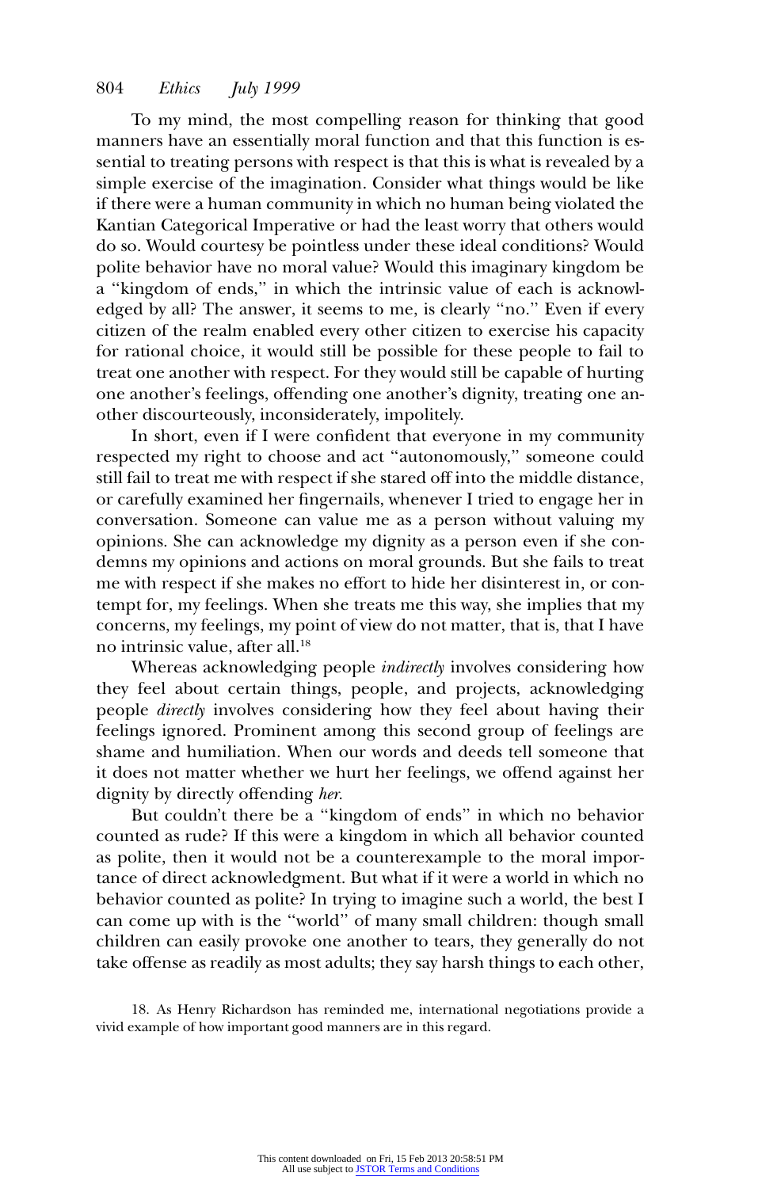To my mind, the most compelling reason for thinking that good manners have an essentially moral function and that this function is essential to treating persons with respect is that this is what is revealed by a simple exercise of the imagination. Consider what things would be like if there were a human community in which no human being violated the Kantian Categorical Imperative or had the least worry that others would do so. Would courtesy be pointless under these ideal conditions? Would polite behavior have no moral value? Would this imaginary kingdom be a "kingdom of ends," in which the intrinsic value of each is acknowledged by all? The answer, it seems to me, is clearly "no." Even if every citizen of the realm enabled every other citizen to exercise his capacity for rational choice, it would still be possible for these people to fail to treat one another with respect. For they would still be capable of hurting one another's feelings, offending one another's dignity, treating one another discourteously, inconsiderately, impolitely.

In short, even if I were confident that everyone in my community respected my right to choose and act "autonomously," someone could still fail to treat me with respect if she stared off into the middle distance, or carefully examined her fingernails, whenever I tried to engage her in conversation. Someone can value me as a person without valuing my opinions. She can acknowledge my dignity as a person even if she condemns my opinions and actions on moral grounds. But she fails to treat me with respect if she makes no effort to hide her disinterest in, or contempt for, my feelings. When she treats me this way, she implies that my concerns, my feelings, my point of view do not matter, that is, that I have no intrinsic value, after all.[18]

Whereas acknowledging people *indirectly* involves considering how they feel about certain things, people, and projects, acknowledging people *directly* involves considering how they feel about having their feelings ignored. Prominent among this second group of feelings are shame and humiliation. When our words and deeds tell someone that it does not matter whether we hurt her feelings, we offend against her dignity by directly offending *her*.

But couldn't there be a "kingdom of ends" in which no behavior counted as rude? If this were a kingdom in which all behavior counted as polite, then it would not be a counterexample to the moral importance of direct acknowledgment. But what if it were a world in which no behavior counted as polite? In trying to imagine such a world, the best I can come up with is the "world" of many small children: though small children can easily provoke one another to tears, they generally do not take offense as readily as most adults; they say harsh things to each other,

18. As Henry Richardson has reminded me, international negotiations provide a vivid example of how important good manners are in this regard.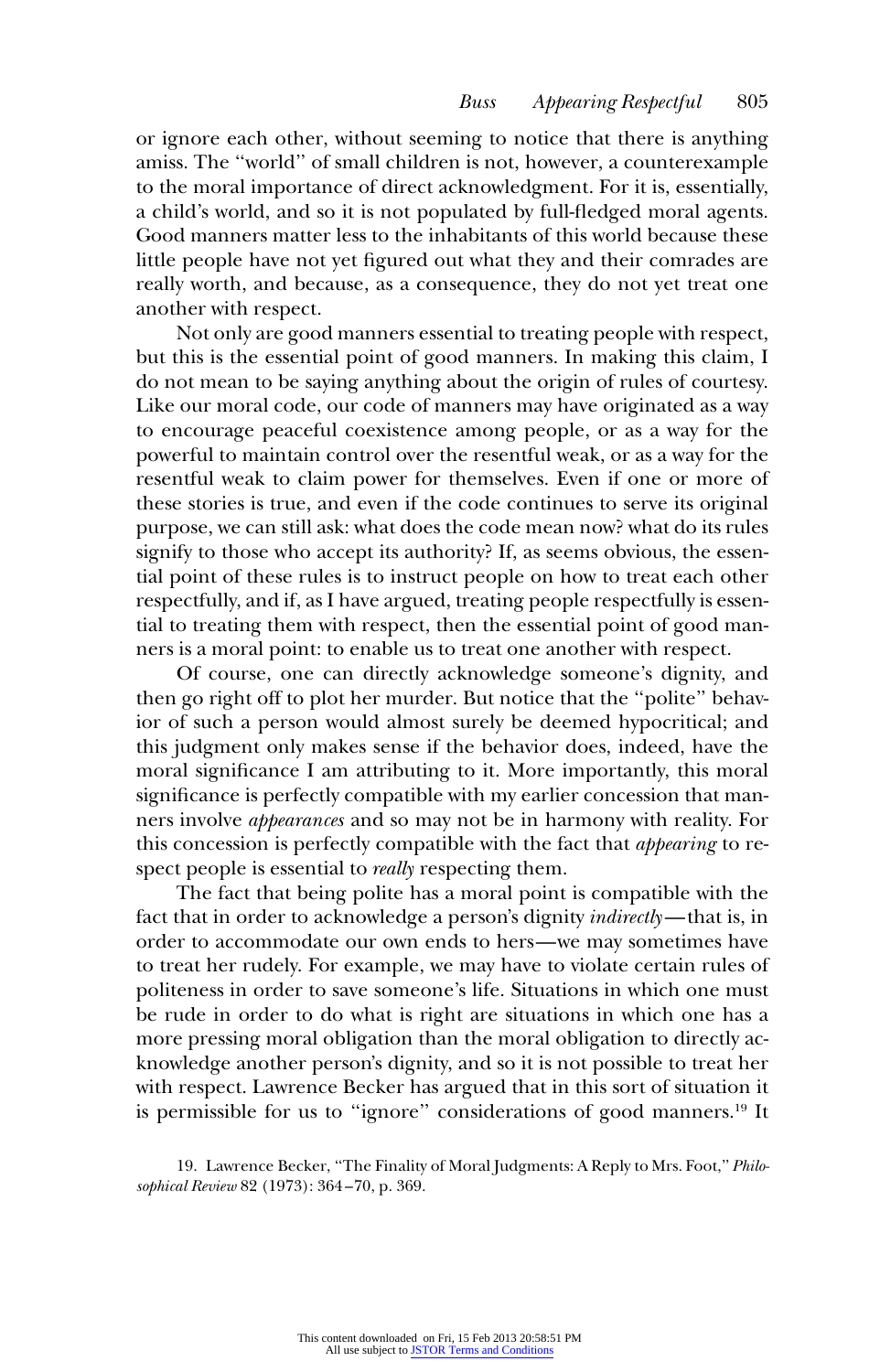or ignore each other, without seeming to notice that there is anything amiss. The "world" of small children is not, however, a counterexample to the moral importance of direct acknowledgment. For it is, essentially, a child's world, and so it is not populated by full-fledged moral agents. Good manners matter less to the inhabitants of this world because these little people have not yet figured out what they and their comrades are really worth, and because, as a consequence, they do not yet treat one another with respect.

Not only are good manners essential to treating people with respect, but this is the essential point of good manners. In making this claim, I do not mean to be saying anything about the origin of rules of courtesy. Like our moral code, our code of manners may have originated as a way to encourage peaceful coexistence among people, or as a way for the powerful to maintain control over the resentful weak, or as a way for the resentful weak to claim power for themselves. Even if one or more of these stories is true, and even if the code continues to serve its original purpose, we can still ask: what does the code mean now? what do its rules signify to those who accept its authority? If, as seems obvious, the essential point of these rules is to instruct people on how to treat each other respectfully, and if, as I have argued, treating people respectfully is essential to treating them with respect, then the essential point of good manners is a moral point: to enable us to treat one another with respect.

Of course, one can directly acknowledge someone's dignity, and then go right off to plot her murder. But notice that the "polite" behavior of such a person would almost surely be deemed hypocritical; and this judgment only makes sense if the behavior does, indeed, have the moral significance I am attributing to it. More importantly, this moral significance is perfectly compatible with my earlier concession that manners involve *appearances* and so may not be in harmony with reality. For this concession is perfectly compatible with the fact that *appearing* to respect people is essential to *really* respecting them.

The fact that being polite has a moral point is compatible with the fact that in order to acknowledge a person's dignity *indirectly*—that is, in order to accommodate our own ends to hers—we may sometimes have to treat her rudely. For example, we may have to violate certain rules of politeness in order to save someone's life. Situations in which one must be rude in order to do what is right are situations in which one has a more pressing moral obligation than the moral obligation to directly acknowledge another person's dignity, and so it is not possible to treat her with respect. Lawrence Becker has argued that in this sort of situation it is permissible for us to "ignore" considerations of good manners.[19] It

19. Lawrence Becker, "The Finality of Moral Judgments: A Reply to Mrs. Foot," *Philosophical Review* 82 (1973): 364–70, p. 369.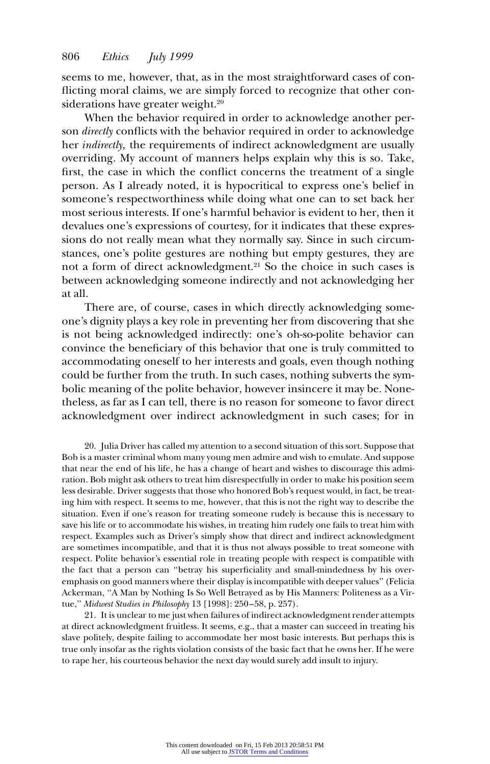seems to me, however, that, as in the most straightforward cases of conflicting moral claims, we are simply forced to recognize that other considerations have greater weight.[20]

When the behavior required in order to acknowledge another person *directly* conflicts with the behavior required in order to acknowledge her *indirectly,* the requirements of indirect acknowledgment are usually overriding. My account of manners helps explain why this is so. Take, first, the case in which the conflict concerns the treatment of a single person. As I already noted, it is hypocritical to express one's belief in someone's respectworthiness while doing what one can to set back her most serious interests. If one's harmful behavior is evident to her, then it devalues one's expressions of courtesy, for it indicates that these expressions do not really mean what they normally say. Since in such circumstances, one's polite gestures are nothing but empty gestures, they are not a form of direct acknowledgment.[21] So the choice in such cases is between acknowledging someone indirectly and not acknowledging her at all.

There are, of course, cases in which directly acknowledging someone's dignity plays a key role in preventing her from discovering that she is not being acknowledged indirectly: one's oh-so-polite behavior can convince the beneficiary of this behavior that one is truly committed to accommodating oneself to her interests and goals, even though nothing could be further from the truth. In such cases, nothing subverts the symbolic meaning of the polite behavior, however insincere it may be. Nonetheless, as far as I can tell, there is no reason for someone to favor direct acknowledgment over indirect acknowledgment in such cases; for in

20. Julia Driver has called my attention to a second situation of this sort. Suppose that Bob is a master criminal whom many young men admire and wish to emulate. And suppose that near the end of his life, he has a change of heart and wishes to discourage this admiration. Bob might ask others to treat him disrespectfully in order to make his position seem less desirable. Driver suggests that those who honored Bob's request would, in fact, be treating him with respect. It seems to me, however, that this is not the right way to describe the situation. Even if one's reason for treating someone rudely is because this is necessary to save his life or to accommodate his wishes, in treating him rudely one fails to treat him with respect. Examples such as Driver's simply show that direct and indirect acknowledgment are sometimes incompatible, and that it is thus not always possible to treat someone with respect. Polite behavior's essential role in treating people with respect is compatible with the fact that a person can "betray his superficiality and small-mindedness by his overemphasis on good manners where their display is incompatible with deeper values" (Felicia Ackerman, "A Man by Nothing Is So Well Betrayed as by His Manners: Politeness as a Virtue," *Midwest Studies in Philosophy* 13 [1998]: 250–58, p. 257).

21. It is unclear to me just when failures of indirect acknowledgment render attempts at direct acknowledgment fruitless. It seems, e.g., that a master can succeed in treating his slave politely, despite failing to accommodate her most basic interests. But perhaps this is true only insofar as the rights violation consists of the basic fact that he owns her. If he were to rape her, his courteous behavior the next day would surely add insult to injury.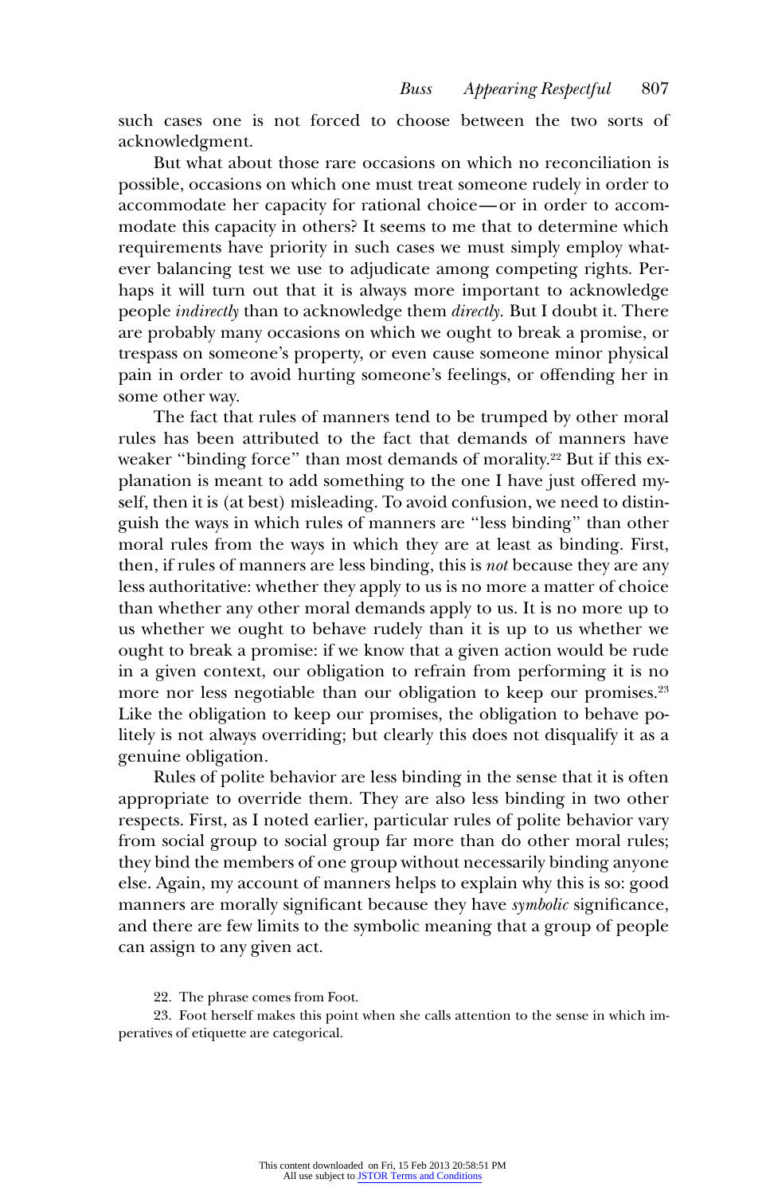such cases one is not forced to choose between the two sorts of acknowledgment.

But what about those rare occasions on which no reconciliation is possible, occasions on which one must treat someone rudely in order to accommodate her capacity for rational choice—or in order to accommodate this capacity in others? It seems to me that to determine which requirements have priority in such cases we must simply employ whatever balancing test we use to adjudicate among competing rights. Perhaps it will turn out that it is always more important to acknowledge people *indirectly* than to acknowledge them *directly*. But I doubt it. There are probably many occasions on which we ought to break a promise, or trespass on someone's property, or even cause someone minor physical pain in order to avoid hurting someone's feelings, or offending her in some other way.

The fact that rules of manners tend to be trumped by other moral rules has been attributed to the fact that demands of manners have weaker "binding force" than most demands of morality.[22] But if this explanation is meant to add something to the one I have just offered myself, then it is (at best) misleading. To avoid confusion, we need to distinguish the ways in which rules of manners are "less binding" than other moral rules from the ways in which they are at least as binding. First, then, if rules of manners are less binding, this is *not* because they are any less authoritative: whether they apply to us is no more a matter of choice than whether any other moral demands apply to us. It is no more up to us whether we ought to behave rudely than it is up to us whether we ought to break a promise: if we know that a given action would be rude in a given context, our obligation to refrain from performing it is no more nor less negotiable than our obligation to keep our promises.[23] Like the obligation to keep our promises, the obligation to behave politely is not always overriding; but clearly this does not disqualify it as a genuine obligation.

Rules of polite behavior are less binding in the sense that it is often appropriate to override them. They are also less binding in two other respects. First, as I noted earlier, particular rules of polite behavior vary from social group to social group far more than do other moral rules; they bind the members of one group without necessarily binding anyone else. Again, my account of manners helps to explain why this is so: good manners are morally significant because they have *symbolic* significance, and there are few limits to the symbolic meaning that a group of people can assign to any given act.

22. The phrase comes from Foot.

23. Foot herself makes this point when she calls attention to the sense in which imperatives of etiquette are categorical.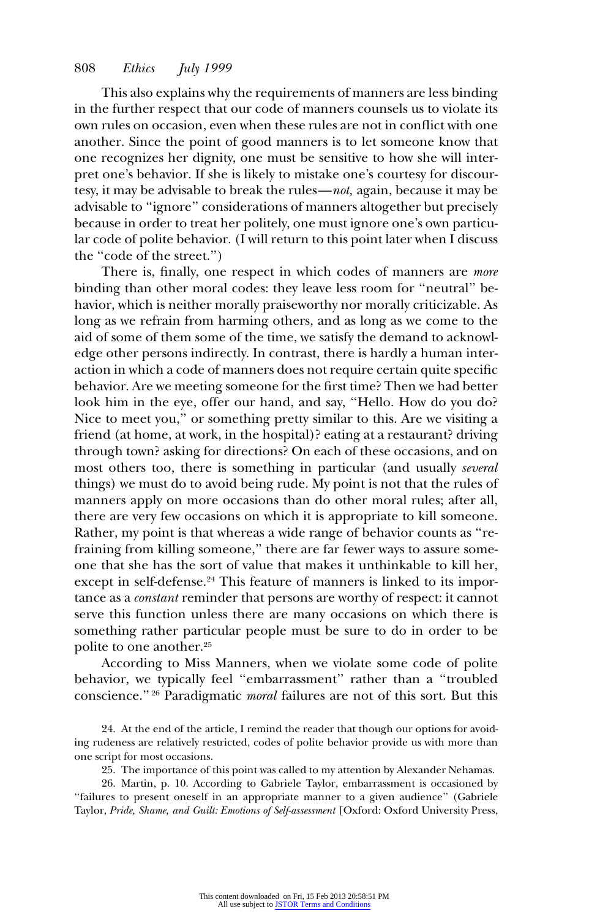This also explains why the requirements of manners are less binding in the further respect that our code of manners counsels us to violate its own rules on occasion, even when these rules are not in conflict with one another. Since the point of good manners is to let someone know that one recognizes her dignity, one must be sensitive to how she will interpret one's behavior. If she is likely to mistake one's courtesy for discourtesy, it may be advisable to break the rules—*not,* again, because it may be advisable to "ignore" considerations of manners altogether but precisely because in order to treat her politely, one must ignore one's own particular code of polite behavior. (I will return to this point later when I discuss the "code of the street.")

There is, finally, one respect in which codes of manners are *more* binding than other moral codes: they leave less room for "neutral" behavior, which is neither morally praiseworthy nor morally criticizable. As long as we refrain from harming others, and as long as we come to the aid of some of them some of the time, we satisfy the demand to acknowledge other persons indirectly. In contrast, there is hardly a human interaction in which a code of manners does not require certain quite specific behavior. Are we meeting someone for the first time? Then we had better look him in the eye, offer our hand, and say, "Hello. How do you do? Nice to meet you," or something pretty similar to this. Are we visiting a friend (at home, at work, in the hospital)? eating at a restaurant? driving through town? asking for directions? On each of these occasions, and on most others too, there is something in particular (and usually *several* things) we must do to avoid being rude. My point is not that the rules of manners apply on more occasions than do other moral rules; after all, there are very few occasions on which it is appropriate to kill someone. Rather, my point is that whereas a wide range of behavior counts as "refraining from killing someone," there are far fewer ways to assure someone that she has the sort of value that makes it unthinkable to kill her, except in self-defense.[24] This feature of manners is linked to its importance as a *constant* reminder that persons are worthy of respect: it cannot serve this function unless there are many occasions on which there is something rather particular people must be sure to do in order to be polite to one another.[25]

According to Miss Manners, when we violate some code of polite behavior, we typically feel "embarrassment" rather than a "troubled conscience."[26] Paradigmatic *moral* failures are not of this sort. But this

24. At the end of the article, I remind the reader that though our options for avoiding rudeness are relatively restricted, codes of polite behavior provide us with more than one script for most occasions.

25. The importance of this point was called to my attention by Alexander Nehamas.

26. Martin, p. 10. According to Gabriele Taylor, embarrassment is occasioned by "failures to present oneself in an appropriate manner to a given audience" (Gabriele Taylor, *Pride, Shame, and Guilt: Emotions of Self-assessment* [Oxford: Oxford University Press,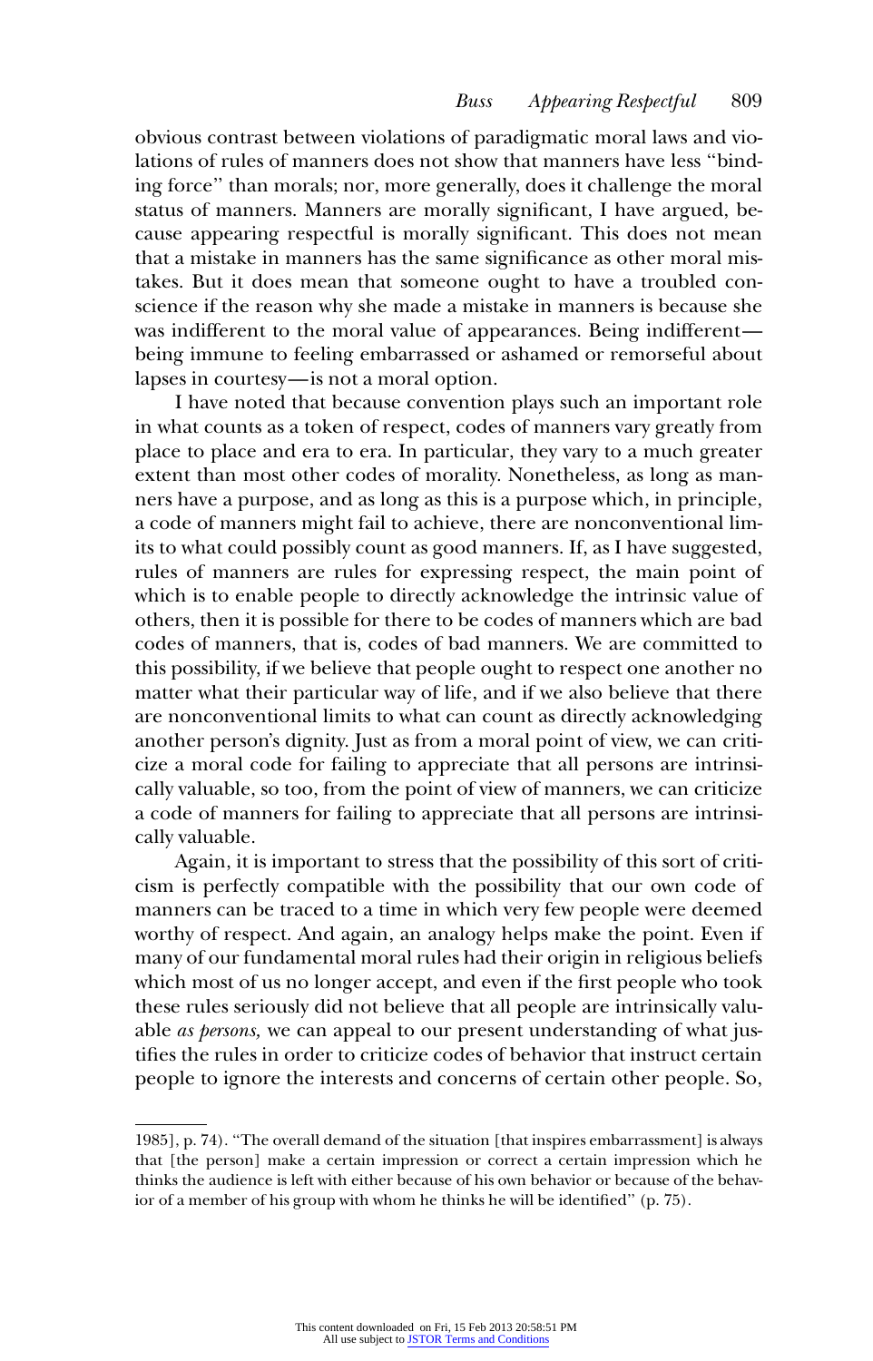obvious contrast between violations of paradigmatic moral laws and violations of rules of manners does not show that manners have less "binding force" than morals; nor, more generally, does it challenge the moral status of manners. Manners are morally significant, I have argued, because appearing respectful is morally significant. This does not mean that a mistake in manners has the same significance as other moral mistakes. But it does mean that someone ought to have a troubled conscience if the reason why she made a mistake in manners is because she was indifferent to the moral value of appearances. Being indifferent—being immune to feeling embarrassed or ashamed or remorseful about lapses in courtesy—is not a moral option.

I have noted that because convention plays such an important role in what counts as a token of respect, codes of manners vary greatly from place to place and era to era. In particular, they vary to a much greater extent than most other codes of morality. Nonetheless, as long as manners have a purpose, and as long as this is a purpose which, in principle, a code of manners might fail to achieve, there are nonconventional limits to what could possibly count as good manners. If, as I have suggested, rules of manners are rules for expressing respect, the main point of which is to enable people to directly acknowledge the intrinsic value of others, then it is possible for there to be codes of manners which are bad codes of manners, that is, codes of bad manners. We are committed to this possibility, if we believe that people ought to respect one another no matter what their particular way of life, and if we also believe that there are nonconventional limits to what can count as directly acknowledging another person's dignity. Just as from a moral point of view, we can criticize a moral code for failing to appreciate that all persons are intrinsically valuable, so too, from the point of view of manners, we can criticize a code of manners for failing to appreciate that all persons are intrinsically valuable.

Again, it is important to stress that the possibility of this sort of criticism is perfectly compatible with the possibility that our own code of manners can be traced to a time in which very few people were deemed worthy of respect. And again, an analogy helps make the point. Even if many of our fundamental moral rules had their origin in religious beliefs which most of us no longer accept, and even if the first people who took these rules seriously did not believe that all people are intrinsically valuable *as persons,* we can appeal to our present understanding of what justifies the rules in order to criticize codes of behavior that instruct certain people to ignore the interests and concerns of certain other people. So,

1985], p. 74). "The overall demand of the situation [that inspires embarrassment] is always that [the person] make a certain impression or correct a certain impression which he thinks the audience is left with either because of his own behavior or because of the behavior of a member of his group with whom he thinks he will be identified" (p. 75).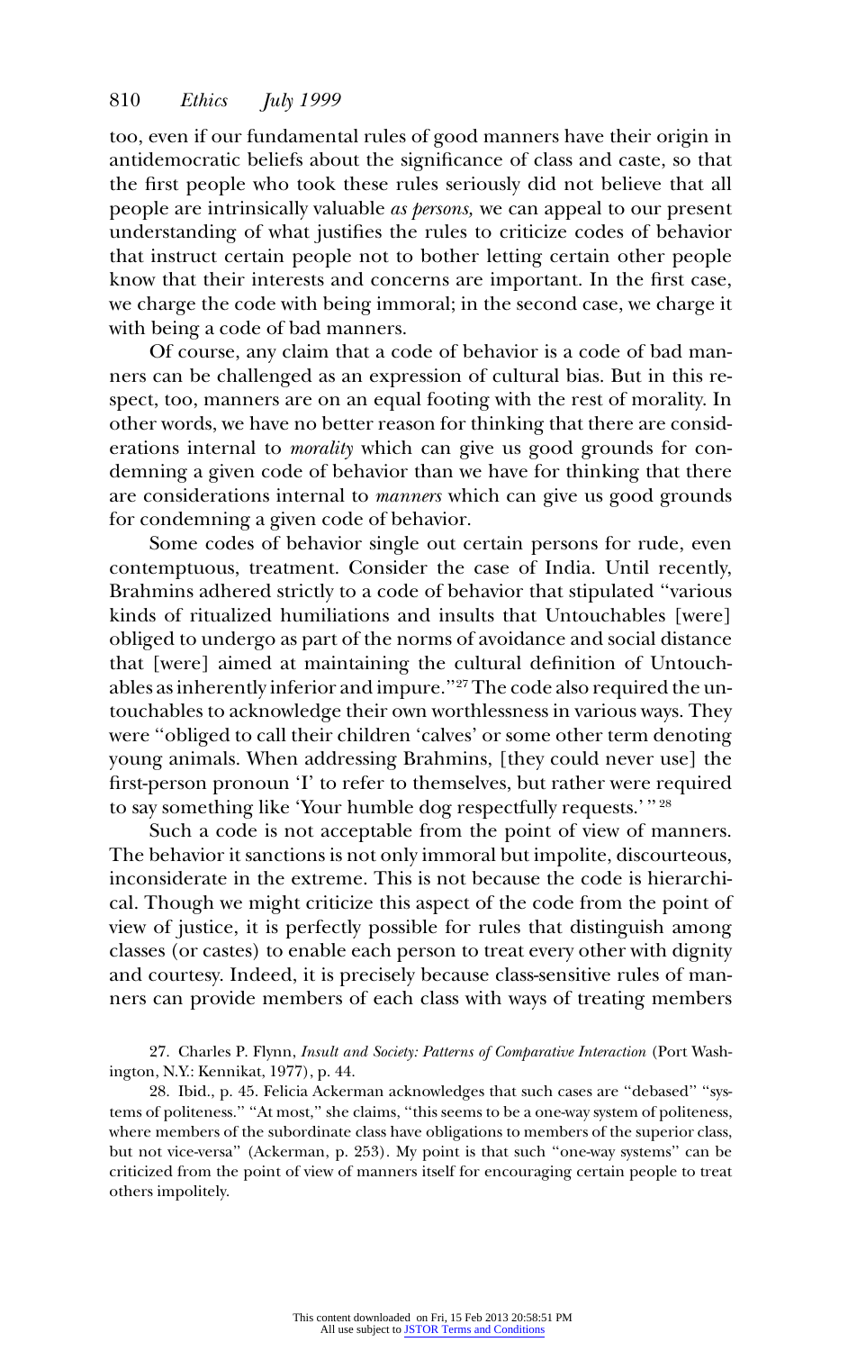too, even if our fundamental rules of good manners have their origin in antidemocratic beliefs about the significance of class and caste, so that the first people who took these rules seriously did not believe that all people are intrinsically valuable *as persons,* we can appeal to our present understanding of what justifies the rules to criticize codes of behavior that instruct certain people not to bother letting certain other people know that their interests and concerns are important. In the first case, we charge the code with being immoral; in the second case, we charge it with being a code of bad manners.

Of course, any claim that a code of behavior is a code of bad manners can be challenged as an expression of cultural bias. But in this respect, too, manners are on an equal footing with the rest of morality. In other words, we have no better reason for thinking that there are considerations internal to *morality* which can give us good grounds for condemning a given code of behavior than we have for thinking that there are considerations internal to *manners* which can give us good grounds for condemning a given code of behavior.

Some codes of behavior single out certain persons for rude, even contemptuous, treatment. Consider the case of India. Until recently, Brahmins adhered strictly to a code of behavior that stipulated "various kinds of ritualized humiliations and insults that Untouchables [were] obliged to undergo as part of the norms of avoidance and social distance that [were] aimed at maintaining the cultural definition of Untouchables as inherently inferior and impure."[27] The code also required the untouchables to acknowledge their own worthlessness in various ways. They were "obliged to call their children 'calves' or some other term denoting young animals. When addressing Brahmins, [they could never use] the first-person pronoun 'I' to refer to themselves, but rather were required to say something like 'Your humble dog respectfully requests.'"[28]

Such a code is not acceptable from the point of view of manners. The behavior it sanctions is not only immoral but impolite, discourteous, inconsiderate in the extreme. This is not because the code is hierarchical. Though we might criticize this aspect of the code from the point of view of justice, it is perfectly possible for rules that distinguish among classes (or castes) to enable each person to treat every other with dignity and courtesy. Indeed, it is precisely because class-sensitive rules of manners can provide members of each class with ways of treating members

27. Charles P. Flynn, *Insult and Society: Patterns of Comparative Interaction* (Port Washington, N.Y.: Kennikat, 1977), p. 44.

28. Ibid., p. 45. Felicia Ackerman acknowledges that such cases are "debased" "systems of politeness." "At most," she claims, "this seems to be a one-way system of politeness, where members of the subordinate class have obligations to members of the superior class, but not vice-versa" (Ackerman, p. 253). My point is that such "one-way systems" can be criticized from the point of view of manners itself for encouraging certain people to treat others impolitely.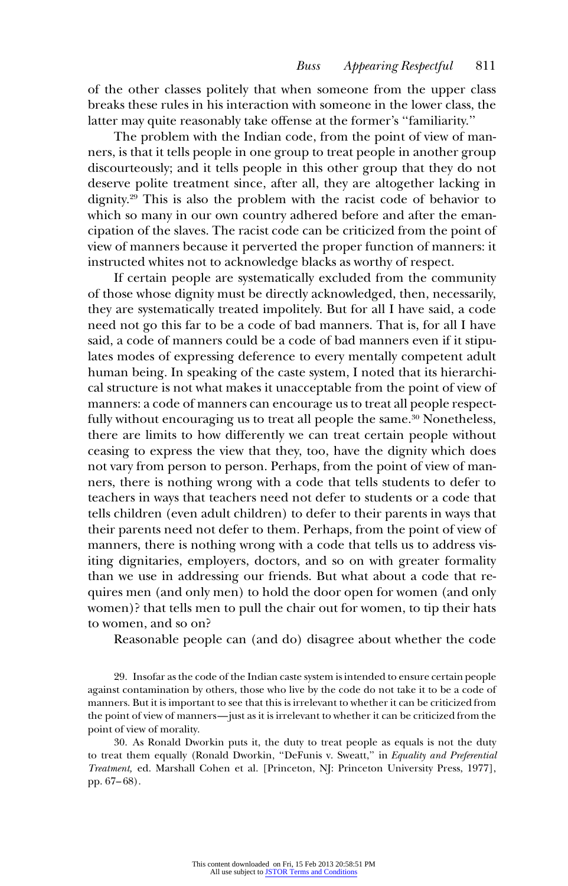of the other classes politely that when someone from the upper class breaks these rules in his interaction with someone in the lower class, the latter may quite reasonably take offense at the former's "familiarity."

The problem with the Indian code, from the point of view of manners, is that it tells people in one group to treat people in another group discourteously; and it tells people in this other group that they do not deserve polite treatment since, after all, they are altogether lacking in dignity.[29] This is also the problem with the racist code of behavior to which so many in our own country adhered before and after the emancipation of the slaves. The racist code can be criticized from the point of view of manners because it perverted the proper function of manners: it instructed whites not to acknowledge blacks as worthy of respect.

If certain people are systematically excluded from the community of those whose dignity must be directly acknowledged, then, necessarily, they are systematically treated impolitely. But for all I have said, a code need not go this far to be a code of bad manners. That is, for all I have said, a code of manners could be a code of bad manners even if it stipulates modes of expressing deference to every mentally competent adult human being. In speaking of the caste system, I noted that its hierarchical structure is not what makes it unacceptable from the point of view of manners: a code of manners can encourage us to treat all people respectfully without encouraging us to treat all people the same.[30] Nonetheless, there are limits to how differently we can treat certain people without ceasing to express the view that they, too, have the dignity which does not vary from person to person. Perhaps, from the point of view of manners, there is nothing wrong with a code that tells students to defer to teachers in ways that teachers need not defer to students or a code that tells children (even adult children) to defer to their parents in ways that their parents need not defer to them. Perhaps, from the point of view of manners, there is nothing wrong with a code that tells us to address visiting dignitaries, employers, doctors, and so on with greater formality than we use in addressing our friends. But what about a code that requires men (and only men) to hold the door open for women (and only women)? that tells men to pull the chair out for women, to tip their hats to women, and so on?

Reasonable people can (and do) disagree about whether the code

29. Insofar as the code of the Indian caste system is intended to ensure certain people against contamination by others, those who live by the code do not take it to be a code of manners. But it is important to see that this is irrelevant to whether it can be criticized from the point of view of manners—just as it is irrelevant to whether it can be criticized from the point of view of morality.

30. As Ronald Dworkin puts it, the duty to treat people as equals is not the duty to treat them equally (Ronald Dworkin, "DeFunis v. Sweatt," in *Equality and Preferential Treatment,* ed. Marshall Cohen et al. [Princeton, NJ: Princeton University Press, 1977], pp. 67–68).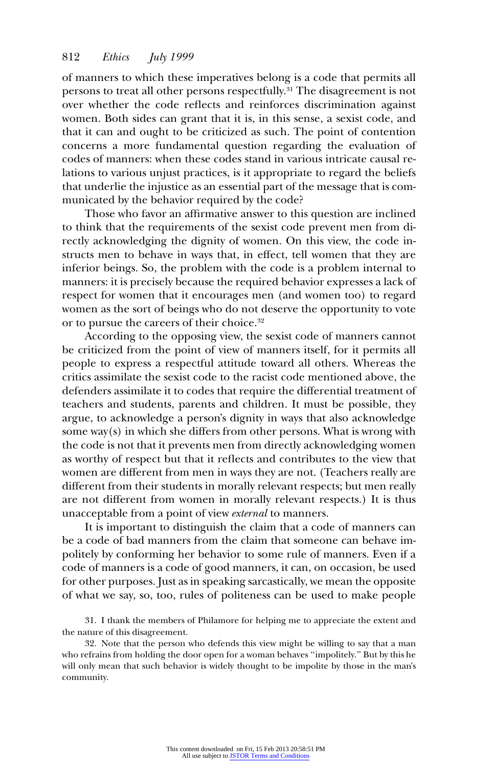of manners to which these imperatives belong is a code that permits all persons to treat all other persons respectfully.[31] The disagreement is not over whether the code reflects and reinforces discrimination against women. Both sides can grant that it is, in this sense, a sexist code, and that it can and ought to be criticized as such. The point of contention concerns a more fundamental question regarding the evaluation of codes of manners: when these codes stand in various intricate causal relations to various unjust practices, is it appropriate to regard the beliefs that underlie the injustice as an essential part of the message that is communicated by the behavior required by the code?

Those who favor an affirmative answer to this question are inclined to think that the requirements of the sexist code prevent men from directly acknowledging the dignity of women. On this view, the code instructs men to behave in ways that, in effect, tell women that they are inferior beings. So, the problem with the code is a problem internal to manners: it is precisely because the required behavior expresses a lack of respect for women that it encourages men (and women too) to regard women as the sort of beings who do not deserve the opportunity to vote or to pursue the careers of their choice.[32]

According to the opposing view, the sexist code of manners cannot be criticized from the point of view of manners itself, for it permits all people to express a respectful attitude toward all others. Whereas the critics assimilate the sexist code to the racist code mentioned above, the defenders assimilate it to codes that require the differential treatment of teachers and students, parents and children. It must be possible, they argue, to acknowledge a person's dignity in ways that also acknowledge some way(s) in which she differs from other persons. What is wrong with the code is not that it prevents men from directly acknowledging women as worthy of respect but that it reflects and contributes to the view that women are different from men in ways they are not. (Teachers really are different from their students in morally relevant respects; but men really are not different from women in morally relevant respects.) It is thus unacceptable from a point of view *external* to manners.

It is important to distinguish the claim that a code of manners can be a code of bad manners from the claim that someone can behave impolitely by conforming her behavior to some rule of manners. Even if a code of manners is a code of good manners, it can, on occasion, be used for other purposes. Just as in speaking sarcastically, we mean the opposite of what we say, so, too, rules of politeness can be used to make people

31. I thank the members of Philamore for helping me to appreciate the extent and the nature of this disagreement.

32. Note that the person who defends this view might be willing to say that a man who refrains from holding the door open for a woman behaves "impolitely." But by this he will only mean that such behavior is widely thought to be impolite by those in the man's community.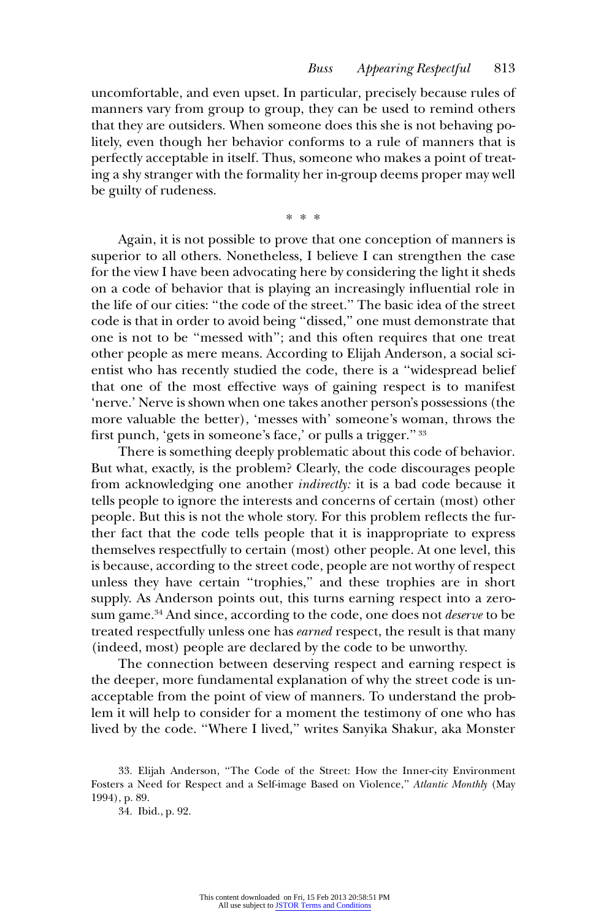uncomfortable, and even upset. In particular, precisely because rules of manners vary from group to group, they can be used to remind others that they are outsiders. When someone does this she is not behaving politely, even though her behavior conforms to a rule of manners that is perfectly acceptable in itself. Thus, someone who makes a point of treating a shy stranger with the formality her in-group deems proper may well be guilty of rudeness.

\* \* \*

Again, it is not possible to prove that one conception of manners is superior to all others. Nonetheless, I believe I can strengthen the case for the view I have been advocating here by considering the light it sheds on a code of behavior that is playing an increasingly influential role in the life of our cities: "the code of the street." The basic idea of the street code is that in order to avoid being "dissed," one must demonstrate that one is not to be "messed with"; and this often requires that one treat other people as mere means. According to Elijah Anderson, a social scientist who has recently studied the code, there is a "widespread belief that one of the most effective ways of gaining respect is to manifest 'nerve.' Nerve is shown when one takes another person's possessions (the more valuable the better), 'messes with' someone's woman, throws the first punch, 'gets in someone's face,' or pulls a trigger."[33]

There is something deeply problematic about this code of behavior. But what, exactly, is the problem? Clearly, the code discourages people from acknowledging one another *indirectly:* it is a bad code because it tells people to ignore the interests and concerns of certain (most) other people. But this is not the whole story. For this problem reflects the further fact that the code tells people that it is inappropriate to express themselves respectfully to certain (most) other people. At one level, this is because, according to the street code, people are not worthy of respect unless they have certain "trophies," and these trophies are in short supply. As Anderson points out, this turns earning respect into a zero-sum game.[34] And since, according to the code, one does not *deserve* to be treated respectfully unless one has *earned* respect, the result is that many (indeed, most) people are declared by the code to be unworthy.

The connection between deserving respect and earning respect is the deeper, more fundamental explanation of why the street code is unacceptable from the point of view of manners. To understand the problem it will help to consider for a moment the testimony of one who has lived by the code. "Where I lived," writes Sanyika Shakur, aka Monster

33. Elijah Anderson, "The Code of the Street: How the Inner-city Environment Fosters a Need for Respect and a Self-image Based on Violence," *Atlantic Monthly* (May 1994), p. 89.

34. Ibid., p. 92.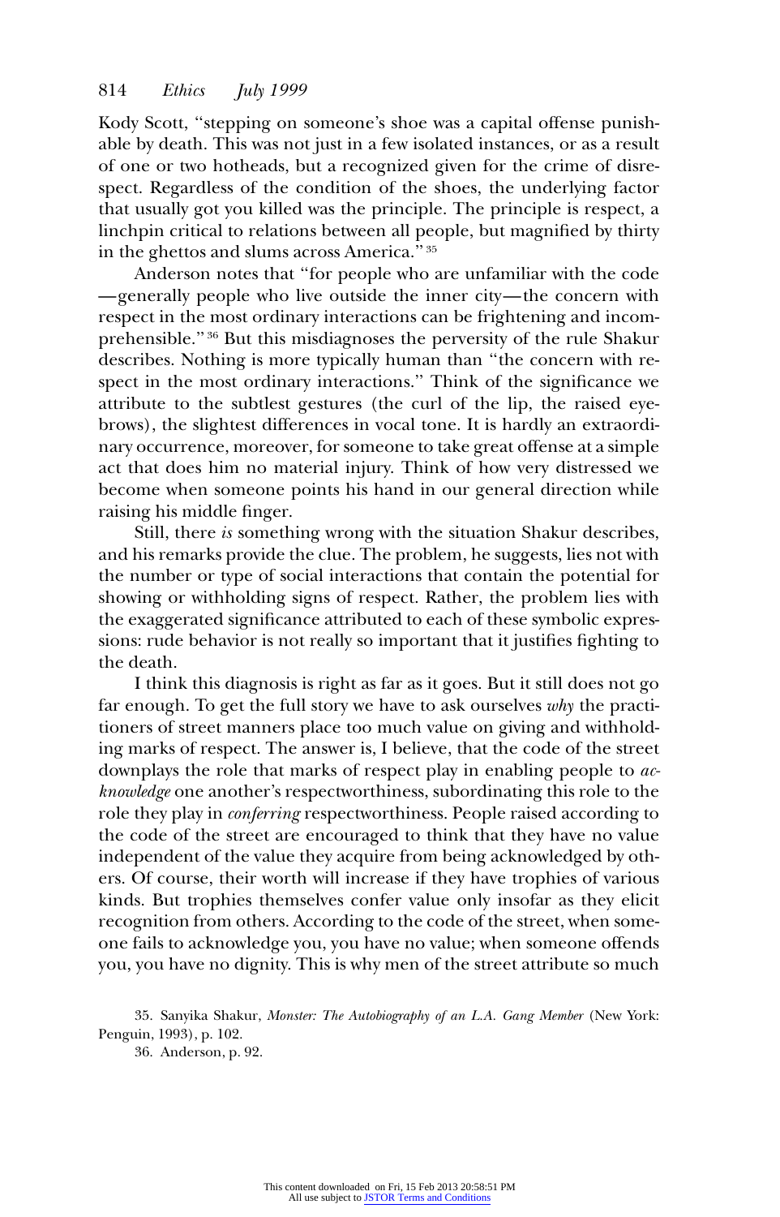Kody Scott, "stepping on someone's shoe was a capital offense punishable by death. This was not just in a few isolated instances, or as a result of one or two hotheads, but a recognized given for the crime of disrespect. Regardless of the condition of the shoes, the underlying factor that usually got you killed was the principle. The principle is respect, a linchpin critical to relations between all people, but magnified by thirty in the ghettos and slums across America."[35]

Anderson notes that "for people who are unfamiliar with the code —generally people who live outside the inner city—the concern with respect in the most ordinary interactions can be frightening and incomprehensible."[36] But this misdiagnoses the perversity of the rule Shakur describes. Nothing is more typically human than "the concern with respect in the most ordinary interactions." Think of the significance we attribute to the subtlest gestures (the curl of the lip, the raised eyebrows), the slightest differences in vocal tone. It is hardly an extraordinary occurrence, moreover, for someone to take great offense at a simple act that does him no material injury. Think of how very distressed we become when someone points his hand in our general direction while raising his middle finger.

Still, there *is* something wrong with the situation Shakur describes, and his remarks provide the clue. The problem, he suggests, lies not with the number or type of social interactions that contain the potential for showing or withholding signs of respect. Rather, the problem lies with the exaggerated significance attributed to each of these symbolic expressions: rude behavior is not really so important that it justifies fighting to the death.

I think this diagnosis is right as far as it goes. But it still does not go far enough. To get the full story we have to ask ourselves *why* the practitioners of street manners place too much value on giving and withholding marks of respect. The answer is, I believe, that the code of the street downplays the role that marks of respect play in enabling people to *acknowledge* one another's respectworthiness, subordinating this role to the role they play in *conferring* respectworthiness. People raised according to the code of the street are encouraged to think that they have no value independent of the value they acquire from being acknowledged by others. Of course, their worth will increase if they have trophies of various kinds. But trophies themselves confer value only insofar as they elicit recognition from others. According to the code of the street, when someone fails to acknowledge you, you have no value; when someone offends you, you have no dignity. This is why men of the street attribute so much

35. Sanyika Shakur, *Monster: The Autobiography of an L.A. Gang Member* (New York: Penguin, 1993), p. 102.

36. Anderson, p. 92.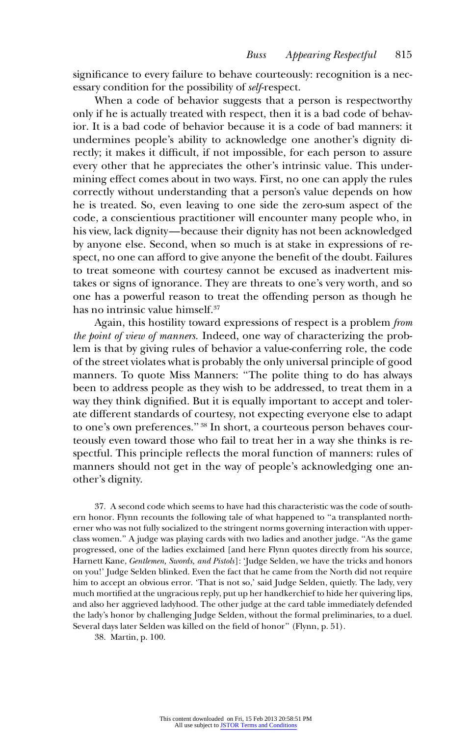significance to every failure to behave courteously: recognition is a necessary condition for the possibility of *self*-respect.

When a code of behavior suggests that a person is respectworthy only if he is actually treated with respect, then it is a bad code of behavior. It is a bad code of behavior because it is a code of bad manners: it undermines people's ability to acknowledge one another's dignity directly; it makes it difficult, if not impossible, for each person to assure every other that he appreciates the other's intrinsic value. This undermining effect comes about in two ways. First, no one can apply the rules correctly without understanding that a person's value depends on how he is treated. So, even leaving to one side the zero-sum aspect of the code, a conscientious practitioner will encounter many people who, in his view, lack dignity—because their dignity has not been acknowledged by anyone else. Second, when so much is at stake in expressions of respect, no one can afford to give anyone the benefit of the doubt. Failures to treat someone with courtesy cannot be excused as inadvertent mistakes or signs of ignorance. They are threats to one's very worth, and so one has a powerful reason to treat the offending person as though he has no intrinsic value himself.[37]

Again, this hostility toward expressions of respect is a problem *from the point of view of manners.* Indeed, one way of characterizing the problem is that by giving rules of behavior a value-conferring role, the code of the street violates what is probably the only universal principle of good manners. To quote Miss Manners: "The polite thing to do has always been to address people as they wish to be addressed, to treat them in a way they think dignified. But it is equally important to accept and tolerate different standards of courtesy, not expecting everyone else to adapt to one's own preferences."[38] In short, a courteous person behaves courteously even toward those who fail to treat her in a way she thinks is respectful. This principle reflects the moral function of manners: rules of manners should not get in the way of people's acknowledging one another's dignity.

37. A second code which seems to have had this characteristic was the code of southern honor. Flynn recounts the following tale of what happened to "a transplanted northerner who was not fully socialized to the stringent norms governing interaction with upper-class women." A judge was playing cards with two ladies and another judge. "As the game progressed, one of the ladies exclaimed [and here Flynn quotes directly from his source, Harnett Kane, *Gentlemen, Swords, and Pistols*]: 'Judge Selden, we have the tricks and honors on you!' Judge Selden blinked. Even the fact that he came from the North did not require him to accept an obvious error. 'That is not so,' said Judge Selden, quietly. The lady, very much mortified at the ungracious reply, put up her handkerchief to hide her quivering lips, and also her aggrieved ladyhood. The other judge at the card table immediately defended the lady's honor by challenging Judge Selden, without the formal preliminaries, to a duel. Several days later Selden was killed on the field of honor" (Flynn, p. 51).

38. Martin, p. 100.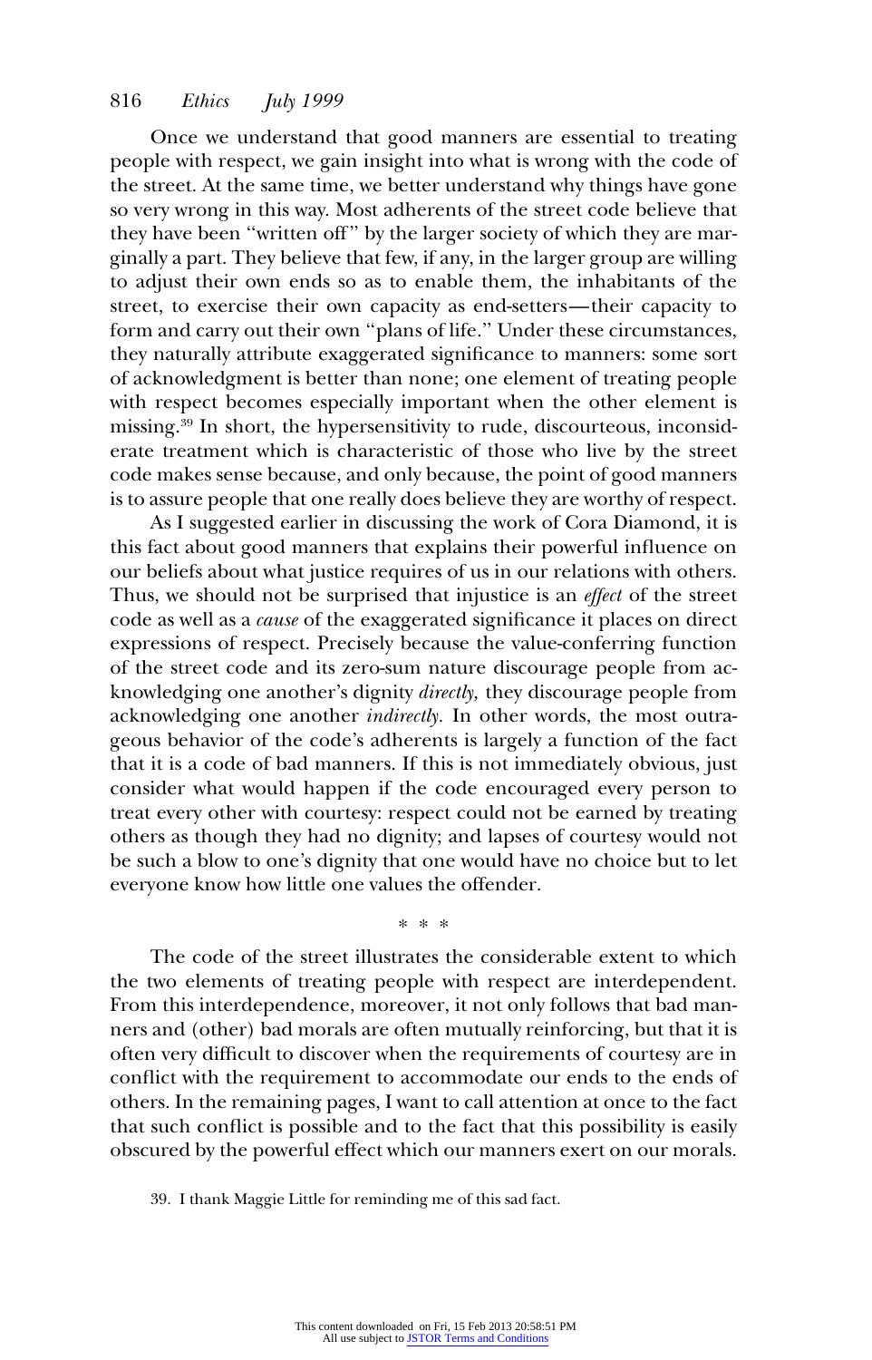Once we understand that good manners are essential to treating people with respect, we gain insight into what is wrong with the code of the street. At the same time, we better understand why things have gone so very wrong in this way. Most adherents of the street code believe that they have been "written off" by the larger society of which they are marginally a part. They believe that few, if any, in the larger group are willing to adjust their own ends so as to enable them, the inhabitants of the street, to exercise their own capacity as end-setters—their capacity to form and carry out their own "plans of life." Under these circumstances, they naturally attribute exaggerated significance to manners: some sort of acknowledgment is better than none; one element of treating people with respect becomes especially important when the other element is missing.[39] In short, the hypersensitivity to rude, discourteous, inconsiderate treatment which is characteristic of those who live by the street code makes sense because, and only because, the point of good manners is to assure people that one really does believe they are worthy of respect.

As I suggested earlier in discussing the work of Cora Diamond, it is this fact about good manners that explains their powerful influence on our beliefs about what justice requires of us in our relations with others. Thus, we should not be surprised that injustice is an *effect* of the street code as well as a *cause* of the exaggerated significance it places on direct expressions of respect. Precisely because the value-conferring function of the street code and its zero-sum nature discourage people from acknowledging one another's dignity *directly,* they discourage people from acknowledging one another *indirectly.* In other words, the most outrageous behavior of the code's adherents is largely a function of the fact that it is a code of bad manners. If this is not immediately obvious, just consider what would happen if the code encouraged every person to treat every other with courtesy: respect could not be earned by treating others as though they had no dignity; and lapses of courtesy would not be such a blow to one's dignity that one would have no choice but to let everyone know how little one values the offender.

* * *

The code of the street illustrates the considerable extent to which the two elements of treating people with respect are interdependent. From this interdependence, moreover, it not only follows that bad manners and (other) bad morals are often mutually reinforcing, but that it is often very difficult to discover when the requirements of courtesy are in conflict with the requirement to accommodate our ends to the ends of others. In the remaining pages, I want to call attention at once to the fact that such conflict is possible and to the fact that this possibility is easily obscured by the powerful effect which our manners exert on our morals.

39. I thank Maggie Little for reminding me of this sad fact.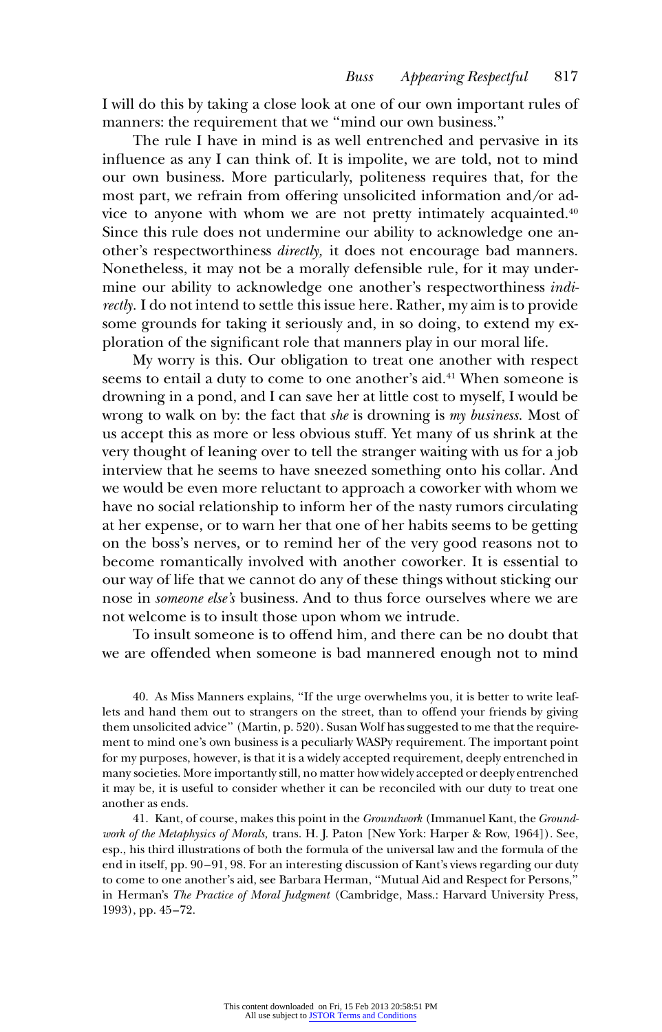I will do this by taking a close look at one of our own important rules of manners: the requirement that we "mind our own business."

The rule I have in mind is as well entrenched and pervasive in its influence as any I can think of. It is impolite, we are told, not to mind our own business. More particularly, politeness requires that, for the most part, we refrain from offering unsolicited information and/or advice to anyone with whom we are not pretty intimately acquainted.[40] Since this rule does not undermine our ability to acknowledge one another's respectworthiness *directly,* it does not encourage bad manners. Nonetheless, it may not be a morally defensible rule, for it may undermine our ability to acknowledge one another's respectworthiness *indirectly.* I do not intend to settle this issue here. Rather, my aim is to provide some grounds for taking it seriously and, in so doing, to extend my exploration of the significant role that manners play in our moral life.

My worry is this. Our obligation to treat one another with respect seems to entail a duty to come to one another's aid.[41] When someone is drowning in a pond, and I can save her at little cost to myself, I would be wrong to walk on by: the fact that *she* is drowning is *my business.* Most of us accept this as more or less obvious stuff. Yet many of us shrink at the very thought of leaning over to tell the stranger waiting with us for a job interview that he seems to have sneezed something onto his collar. And we would be even more reluctant to approach a coworker with whom we have no social relationship to inform her of the nasty rumors circulating at her expense, or to warn her that one of her habits seems to be getting on the boss's nerves, or to remind her of the very good reasons not to become romantically involved with another coworker. It is essential to our way of life that we cannot do any of these things without sticking our nose in *someone else's* business. And to thus force ourselves where we are not welcome is to insult those upon whom we intrude.

To insult someone is to offend him, and there can be no doubt that we are offended when someone is bad mannered enough not to mind

40. As Miss Manners explains, "If the urge overwhelms you, it is better to write leaflets and hand them out to strangers on the street, than to offend your friends by giving them unsolicited advice" (Martin, p. 520). Susan Wolf has suggested to me that the requirement to mind one's own business is a peculiarly WASPy requirement. The important point for my purposes, however, is that it is a widely accepted requirement, deeply entrenched in many societies. More importantly still, no matter how widely accepted or deeply entrenched it may be, it is useful to consider whether it can be reconciled with our duty to treat one another as ends.

41. Kant, of course, makes this point in the *Groundwork* (Immanuel Kant, the *Groundwork of the Metaphysics of Morals,* trans. H. J. Paton [New York: Harper & Row, 1964]). See, esp., his third illustrations of both the formula of the universal law and the formula of the end in itself, pp. 90–91, 98. For an interesting discussion of Kant's views regarding our duty to come to one another's aid, see Barbara Herman, "Mutual Aid and Respect for Persons," in Herman's *The Practice of Moral Judgment* (Cambridge, Mass.: Harvard University Press, 1993), pp. 45–72.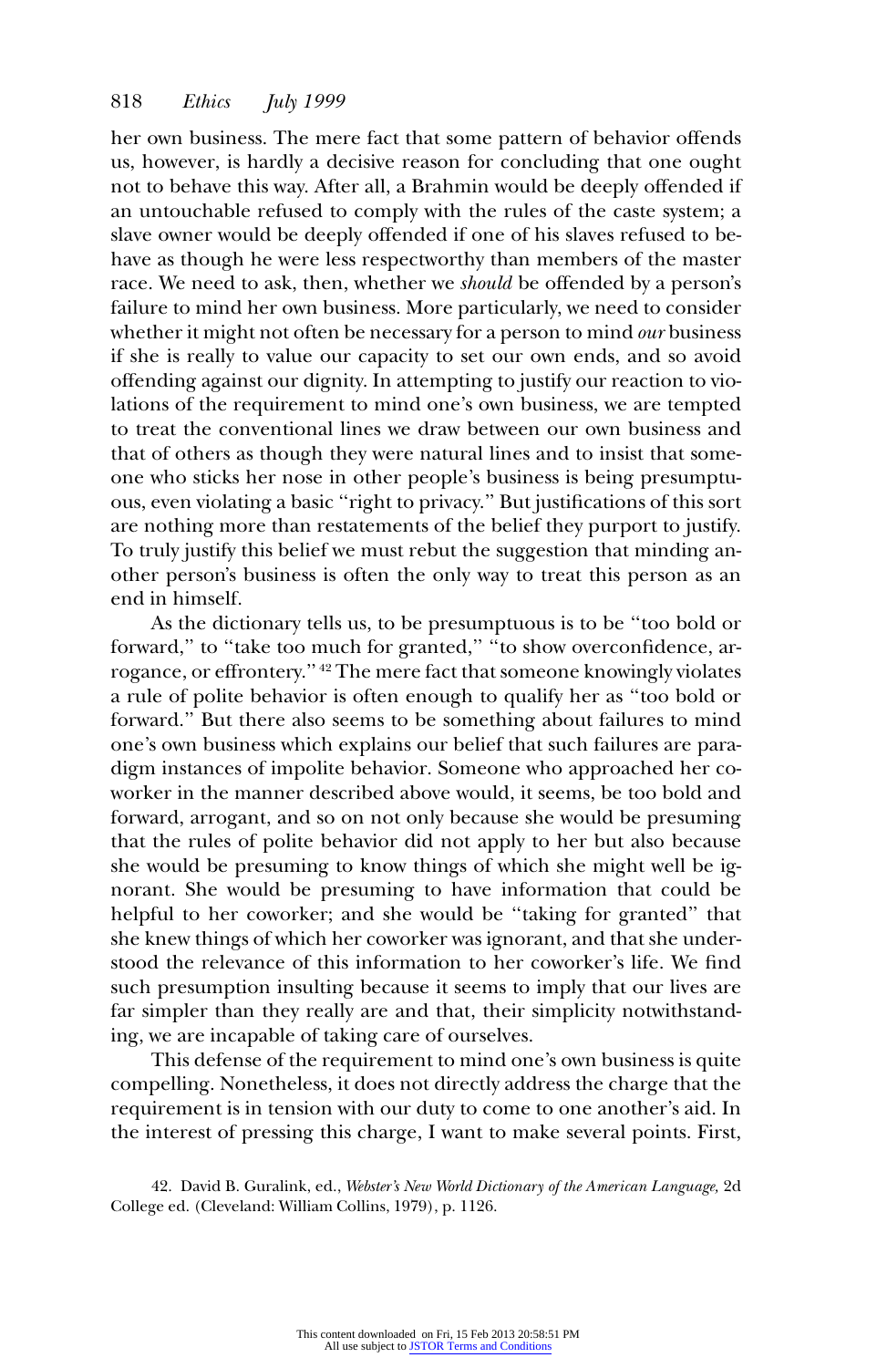her own business. The mere fact that some pattern of behavior offends us, however, is hardly a decisive reason for concluding that one ought not to behave this way. After all, a Brahmin would be deeply offended if an untouchable refused to comply with the rules of the caste system; a slave owner would be deeply offended if one of his slaves refused to behave as though he were less respectworthy than members of the master race. We need to ask, then, whether we *should* be offended by a person's failure to mind her own business. More particularly, we need to consider whether it might not often be necessary for a person to mind *our* business if she is really to value our capacity to set our own ends, and so avoid offending against our dignity. In attempting to justify our reaction to violations of the requirement to mind one's own business, we are tempted to treat the conventional lines we draw between our own business and that of others as though they were natural lines and to insist that someone who sticks her nose in other people's business is being presumptuous, even violating a basic "right to privacy." But justifications of this sort are nothing more than restatements of the belief they purport to justify. To truly justify this belief we must rebut the suggestion that minding another person's business is often the only way to treat this person as an end in himself.

As the dictionary tells us, to be presumptuous is to be "too bold or forward," to "take too much for granted," "to show overconfidence, arrogance, or effrontery."[42] The mere fact that someone knowingly violates a rule of polite behavior is often enough to qualify her as "too bold or forward." But there also seems to be something about failures to mind one's own business which explains our belief that such failures are paradigm instances of impolite behavior. Someone who approached her coworker in the manner described above would, it seems, be too bold and forward, arrogant, and so on not only because she would be presuming that the rules of polite behavior did not apply to her but also because she would be presuming to know things of which she might well be ignorant. She would be presuming to have information that could be helpful to her coworker; and she would be "taking for granted" that she knew things of which her coworker was ignorant, and that she understood the relevance of this information to her coworker's life. We find such presumption insulting because it seems to imply that our lives are far simpler than they really are and that, their simplicity notwithstanding, we are incapable of taking care of ourselves.

This defense of the requirement to mind one's own business is quite compelling. Nonetheless, it does not directly address the charge that the requirement is in tension with our duty to come to one another's aid. In the interest of pressing this charge, I want to make several points. First,

42. David B. Guralink, ed., *Webster's New World Dictionary of the American Language,* 2d College ed. (Cleveland: William Collins, 1979), p. 1126.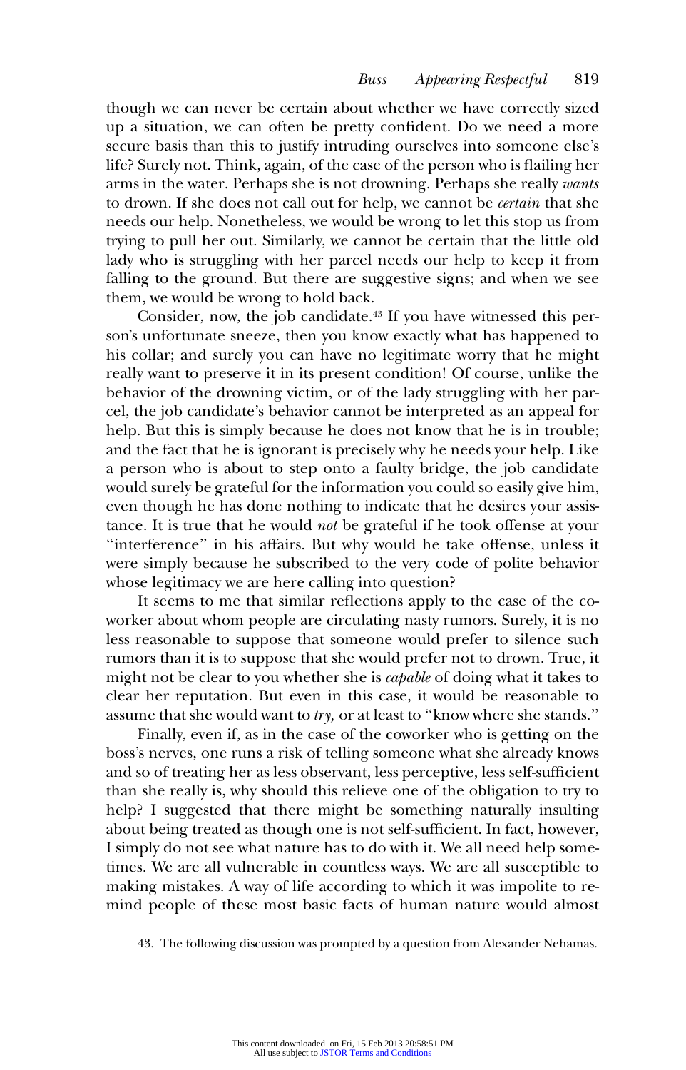though we can never be certain about whether we have correctly sized up a situation, we can often be pretty confident. Do we need a more secure basis than this to justify intruding ourselves into someone else's life? Surely not. Think, again, of the case of the person who is flailing her arms in the water. Perhaps she is not drowning. Perhaps she really *wants* to drown. If she does not call out for help, we cannot be *certain* that she needs our help. Nonetheless, we would be wrong to let this stop us from trying to pull her out. Similarly, we cannot be certain that the little old lady who is struggling with her parcel needs our help to keep it from falling to the ground. But there are suggestive signs; and when we see them, we would be wrong to hold back.

Consider, now, the job candidate.[43] If you have witnessed this person's unfortunate sneeze, then you know exactly what has happened to his collar; and surely you can have no legitimate worry that he might really want to preserve it in its present condition! Of course, unlike the behavior of the drowning victim, or of the lady struggling with her parcel, the job candidate's behavior cannot be interpreted as an appeal for help. But this is simply because he does not know that he is in trouble; and the fact that he is ignorant is precisely why he needs your help. Like a person who is about to step onto a faulty bridge, the job candidate would surely be grateful for the information you could so easily give him, even though he has done nothing to indicate that he desires your assistance. It is true that he would *not* be grateful if he took offense at your "interference" in his affairs. But why would he take offense, unless it were simply because he subscribed to the very code of polite behavior whose legitimacy we are here calling into question?

It seems to me that similar reflections apply to the case of the coworker about whom people are circulating nasty rumors. Surely, it is no less reasonable to suppose that someone would prefer to silence such rumors than it is to suppose that she would prefer not to drown. True, it might not be clear to you whether she is *capable* of doing what it takes to clear her reputation. But even in this case, it would be reasonable to assume that she would want to *try,* or at least to "know where she stands."

Finally, even if, as in the case of the coworker who is getting on the boss's nerves, one runs a risk of telling someone what she already knows and so of treating her as less observant, less perceptive, less self-sufficient than she really is, why should this relieve one of the obligation to try to help? I suggested that there might be something naturally insulting about being treated as though one is not self-sufficient. In fact, however, I simply do not see what nature has to do with it. We all need help sometimes. We are all vulnerable in countless ways. We are all susceptible to making mistakes. A way of life according to which it was impolite to remind people of these most basic facts of human nature would almost

43. The following discussion was prompted by a question from Alexander Nehamas.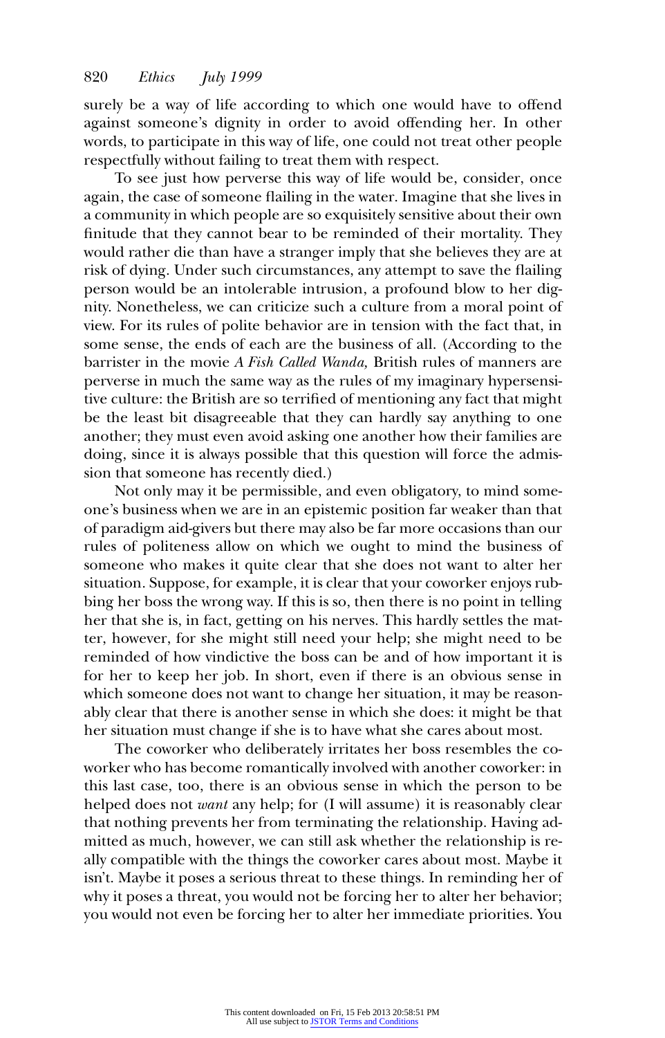surely be a way of life according to which one would have to offend against someone's dignity in order to avoid offending her. In other words, to participate in this way of life, one could not treat other people respectfully without failing to treat them with respect.

To see just how perverse this way of life would be, consider, once again, the case of someone flailing in the water. Imagine that she lives in a community in which people are so exquisitely sensitive about their own finitude that they cannot bear to be reminded of their mortality. They would rather die than have a stranger imply that she believes they are at risk of dying. Under such circumstances, any attempt to save the flailing person would be an intolerable intrusion, a profound blow to her dignity. Nonetheless, we can criticize such a culture from a moral point of view. For its rules of polite behavior are in tension with the fact that, in some sense, the ends of each are the business of all. (According to the barrister in the movie *A Fish Called Wanda,* British rules of manners are perverse in much the same way as the rules of my imaginary hypersensitive culture: the British are so terrified of mentioning any fact that might be the least bit disagreeable that they can hardly say anything to one another; they must even avoid asking one another how their families are doing, since it is always possible that this question will force the admission that someone has recently died.)

Not only may it be permissible, and even obligatory, to mind someone's business when we are in an epistemic position far weaker than that of paradigm aid-givers but there may also be far more occasions than our rules of politeness allow on which we ought to mind the business of someone who makes it quite clear that she does not want to alter her situation. Suppose, for example, it is clear that your coworker enjoys rubbing her boss the wrong way. If this is so, then there is no point in telling her that she is, in fact, getting on his nerves. This hardly settles the matter, however, for she might still need your help; she might need to be reminded of how vindictive the boss can be and of how important it is for her to keep her job. In short, even if there is an obvious sense in which someone does not want to change her situation, it may be reasonably clear that there is another sense in which she does: it might be that her situation must change if she is to have what she cares about most.

The coworker who deliberately irritates her boss resembles the coworker who has become romantically involved with another coworker: in this last case, too, there is an obvious sense in which the person to be helped does not *want* any help; for (I will assume) it is reasonably clear that nothing prevents her from terminating the relationship. Having admitted as much, however, we can still ask whether the relationship is really compatible with the things the coworker cares about most. Maybe it isn't. Maybe it poses a serious threat to these things. In reminding her of why it poses a threat, you would not be forcing her to alter her behavior; you would not even be forcing her to alter her immediate priorities. You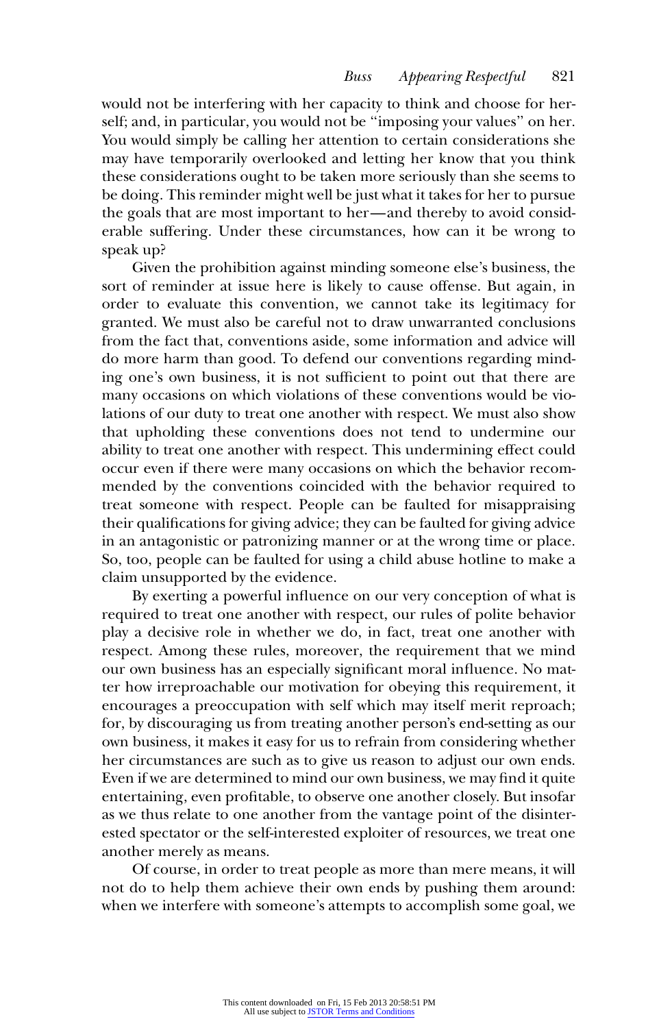would not be interfering with her capacity to think and choose for herself; and, in particular, you would not be "imposing your values" on her. You would simply be calling her attention to certain considerations she may have temporarily overlooked and letting her know that you think these considerations ought to be taken more seriously than she seems to be doing. This reminder might well be just what it takes for her to pursue the goals that are most important to her—and thereby to avoid considerable suffering. Under these circumstances, how can it be wrong to speak up?

Given the prohibition against minding someone else's business, the sort of reminder at issue here is likely to cause offense. But again, in order to evaluate this convention, we cannot take its legitimacy for granted. We must also be careful not to draw unwarranted conclusions from the fact that, conventions aside, some information and advice will do more harm than good. To defend our conventions regarding minding one's own business, it is not sufficient to point out that there are many occasions on which violations of these conventions would be violations of our duty to treat one another with respect. We must also show that upholding these conventions does not tend to undermine our ability to treat one another with respect. This undermining effect could occur even if there were many occasions on which the behavior recommended by the conventions coincided with the behavior required to treat someone with respect. People can be faulted for misappraising their qualifications for giving advice; they can be faulted for giving advice in an antagonistic or patronizing manner or at the wrong time or place. So, too, people can be faulted for using a child abuse hotline to make a claim unsupported by the evidence.

By exerting a powerful influence on our very conception of what is required to treat one another with respect, our rules of polite behavior play a decisive role in whether we do, in fact, treat one another with respect. Among these rules, moreover, the requirement that we mind our own business has an especially significant moral influence. No matter how irreproachable our motivation for obeying this requirement, it encourages a preoccupation with self which may itself merit reproach; for, by discouraging us from treating another person's end-setting as our own business, it makes it easy for us to refrain from considering whether her circumstances are such as to give us reason to adjust our own ends. Even if we are determined to mind our own business, we may find it quite entertaining, even profitable, to observe one another closely. But insofar as we thus relate to one another from the vantage point of the disinterested spectator or the self-interested exploiter of resources, we treat one another merely as means.

Of course, in order to treat people as more than mere means, it will not do to help them achieve their own ends by pushing them around: when we interfere with someone's attempts to accomplish some goal, we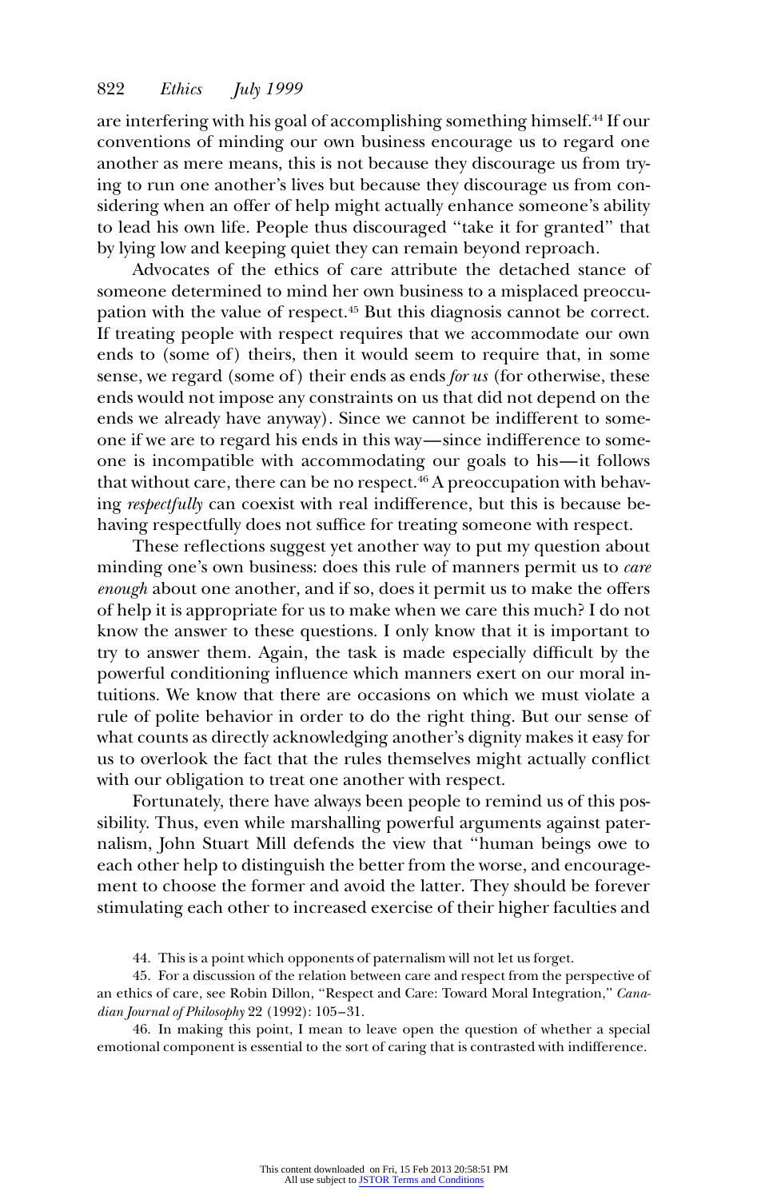are interfering with his goal of accomplishing something himself.[44] If our conventions of minding our own business encourage us to regard one another as mere means, this is not because they discourage us from trying to run one another's lives but because they discourage us from considering when an offer of help might actually enhance someone's ability to lead his own life. People thus discouraged "take it for granted" that by lying low and keeping quiet they can remain beyond reproach.

Advocates of the ethics of care attribute the detached stance of someone determined to mind her own business to a misplaced preoccupation with the value of respect.[45] But this diagnosis cannot be correct. If treating people with respect requires that we accommodate our own ends to (some of) theirs, then it would seem to require that, in some sense, we regard (some of) their ends as ends *for us* (for otherwise, these ends would not impose any constraints on us that did not depend on the ends we already have anyway). Since we cannot be indifferent to someone if we are to regard his ends in this way—since indifference to someone is incompatible with accommodating our goals to his—it follows that without care, there can be no respect.[46] A preoccupation with behaving *respectfully* can coexist with real indifference, but this is because behaving respectfully does not suffice for treating someone with respect.

These reflections suggest yet another way to put my question about minding one's own business: does this rule of manners permit us to *care enough* about one another, and if so, does it permit us to make the offers of help it is appropriate for us to make when we care this much? I do not know the answer to these questions. I only know that it is important to try to answer them. Again, the task is made especially difficult by the powerful conditioning influence which manners exert on our moral intuitions. We know that there are occasions on which we must violate a rule of polite behavior in order to do the right thing. But our sense of what counts as directly acknowledging another's dignity makes it easy for us to overlook the fact that the rules themselves might actually conflict with our obligation to treat one another with respect.

Fortunately, there have always been people to remind us of this possibility. Thus, even while marshalling powerful arguments against paternalism, John Stuart Mill defends the view that "human beings owe to each other help to distinguish the better from the worse, and encouragement to choose the former and avoid the latter. They should be forever stimulating each other to increased exercise of their higher faculties and

44. This is a point which opponents of paternalism will not let us forget.

45. For a discussion of the relation between care and respect from the perspective of an ethics of care, see Robin Dillon, "Respect and Care: Toward Moral Integration," *Canadian Journal of Philosophy* 22 (1992): 105–31.

46. In making this point, I mean to leave open the question of whether a special emotional component is essential to the sort of caring that is contrasted with indifference.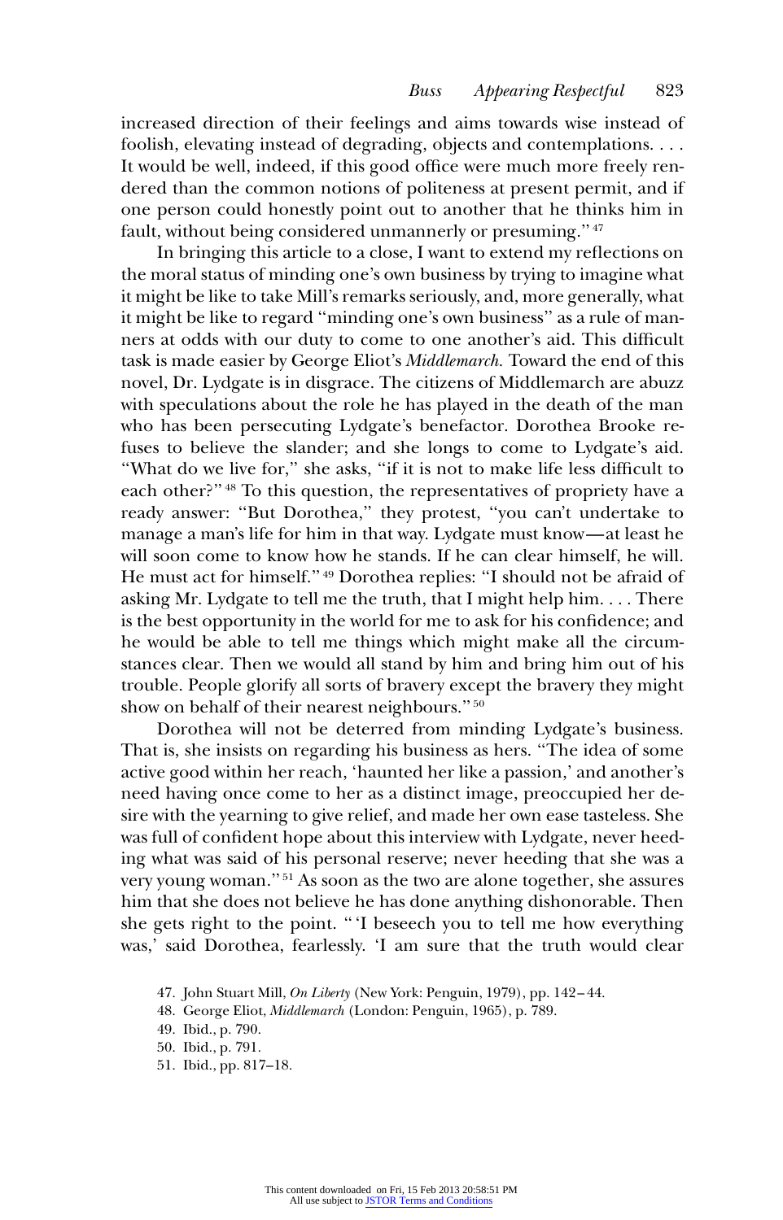increased direction of their feelings and aims towards wise instead of foolish, elevating instead of degrading, objects and contemplations. . . . It would be well, indeed, if this good office were much more freely rendered than the common notions of politeness at present permit, and if one person could honestly point out to another that he thinks him in fault, without being considered unmannerly or presuming."[47]

In bringing this article to a close, I want to extend my reflections on the moral status of minding one's own business by trying to imagine what it might be like to take Mill's remarks seriously, and, more generally, what it might be like to regard "minding one's own business" as a rule of manners at odds with our duty to come to one another's aid. This difficult task is made easier by George Eliot's *Middlemarch.* Toward the end of this novel, Dr. Lydgate is in disgrace. The citizens of Middlemarch are abuzz with speculations about the role he has played in the death of the man who has been persecuting Lydgate's benefactor. Dorothea Brooke refuses to believe the slander; and she longs to come to Lydgate's aid. "What do we live for," she asks, "if it is not to make life less difficult to each other?"[48] To this question, the representatives of propriety have a ready answer: "But Dorothea," they protest, "you can't undertake to manage a man's life for him in that way. Lydgate must know—at least he will soon come to know how he stands. If he can clear himself, he will. He must act for himself."[49] Dorothea replies: "I should not be afraid of asking Mr. Lydgate to tell me the truth, that I might help him. . . . There is the best opportunity in the world for me to ask for his confidence; and he would be able to tell me things which might make all the circumstances clear. Then we would all stand by him and bring him out of his trouble. People glorify all sorts of bravery except the bravery they might show on behalf of their nearest neighbours."[50]

Dorothea will not be deterred from minding Lydgate's business. That is, she insists on regarding his business as hers. "The idea of some active good within her reach, 'haunted her like a passion,' and another's need having once come to her as a distinct image, preoccupied her desire with the yearning to give relief, and made her own ease tasteless. She was full of confident hope about this interview with Lydgate, never heeding what was said of his personal reserve; never heeding that she was a very young woman."[51] As soon as the two are alone together, she assures him that she does not believe he has done anything dishonorable. Then she gets right to the point. "'I beseech you to tell me how everything was,' said Dorothea, fearlessly. 'I am sure that the truth would clear

47. John Stuart Mill, *On Liberty* (New York: Penguin, 1979), pp. 142–44.

48. George Eliot, *Middlemarch* (London: Penguin, 1965), p. 789.

49. Ibid., p. 790.

50. Ibid., p. 791.

51. Ibid., pp. 817–18.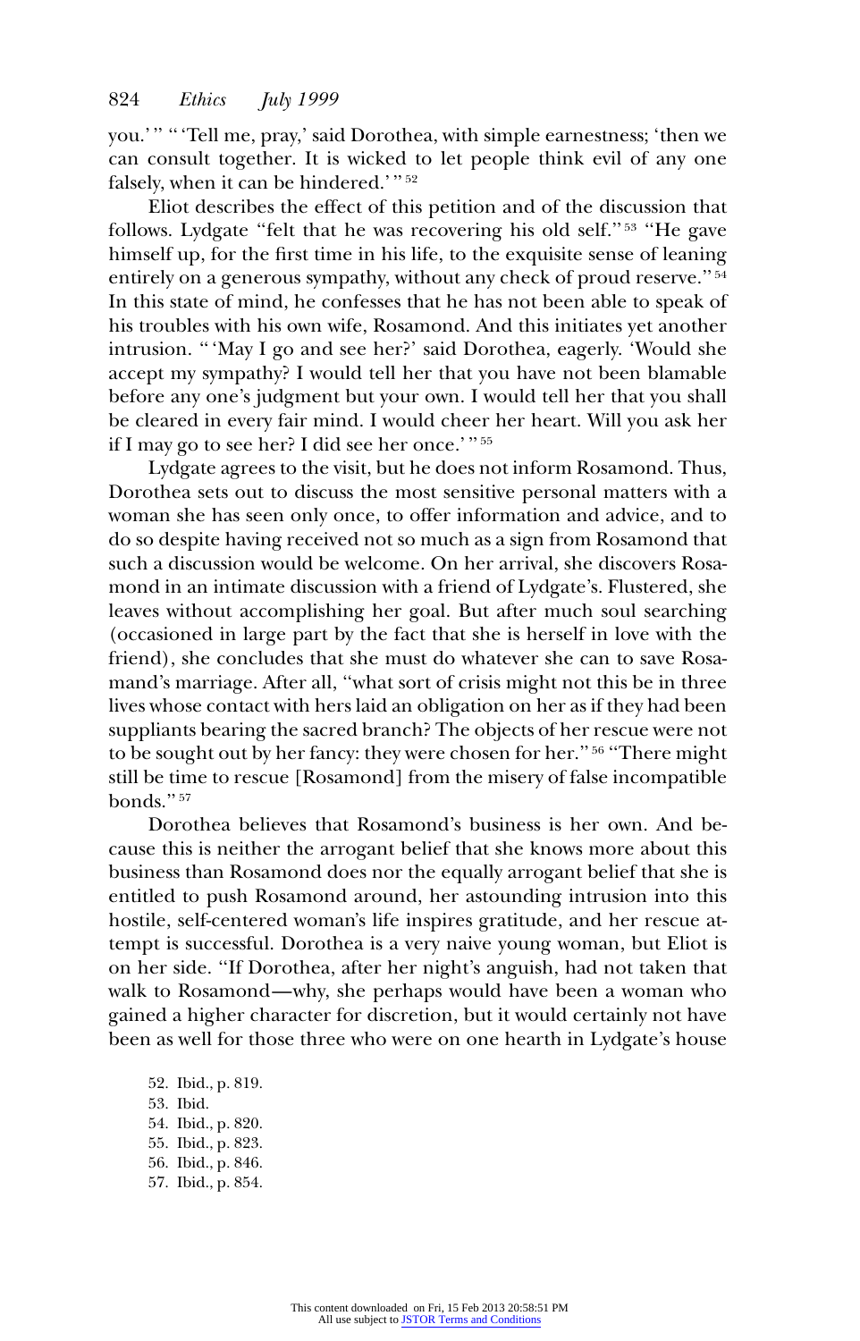you.'" "'Tell me, pray,' said Dorothea, with simple earnestness; 'then we can consult together. It is wicked to let people think evil of any one falsely, when it can be hindered.'"[52]

Eliot describes the effect of this petition and of the discussion that follows. Lydgate "felt that he was recovering his old self."[53] "He gave himself up, for the first time in his life, to the exquisite sense of leaning entirely on a generous sympathy, without any check of proud reserve."[54] In this state of mind, he confesses that he has not been able to speak of his troubles with his own wife, Rosamond. And this initiates yet another intrusion. "'May I go and see her?' said Dorothea, eagerly. 'Would she accept my sympathy? I would tell her that you have not been blamable before any one's judgment but your own. I would tell her that you shall be cleared in every fair mind. I would cheer her heart. Will you ask her if I may go to see her? I did see her once.'"[55]

Lydgate agrees to the visit, but he does not inform Rosamond. Thus, Dorothea sets out to discuss the most sensitive personal matters with a woman she has seen only once, to offer information and advice, and to do so despite having received not so much as a sign from Rosamond that such a discussion would be welcome. On her arrival, she discovers Rosamond in an intimate discussion with a friend of Lydgate's. Flustered, she leaves without accomplishing her goal. But after much soul searching (occasioned in large part by the fact that she is herself in love with the friend), she concludes that she must do whatever she can to save Rosamand's marriage. After all, "what sort of crisis might not this be in three lives whose contact with hers laid an obligation on her as if they had been suppliants bearing the sacred branch? The objects of her rescue were not to be sought out by her fancy: they were chosen for her."[56] "There might still be time to rescue [Rosamond] from the misery of false incompatible bonds."[57]

Dorothea believes that Rosamond's business is her own. And because this is neither the arrogant belief that she knows more about this business than Rosamond does nor the equally arrogant belief that she is entitled to push Rosamond around, her astounding intrusion into this hostile, self-centered woman's life inspires gratitude, and her rescue attempt is successful. Dorothea is a very naive young woman, but Eliot is on her side. "If Dorothea, after her night's anguish, had not taken that walk to Rosamond—why, she perhaps would have been a woman who gained a higher character for discretion, but it would certainly not have been as well for those three who were on one hearth in Lydgate's house

52. Ibid., p. 819.
53. Ibid.
54. Ibid., p. 820.
55. Ibid., p. 823.
56. Ibid., p. 846.
57. Ibid., p. 854.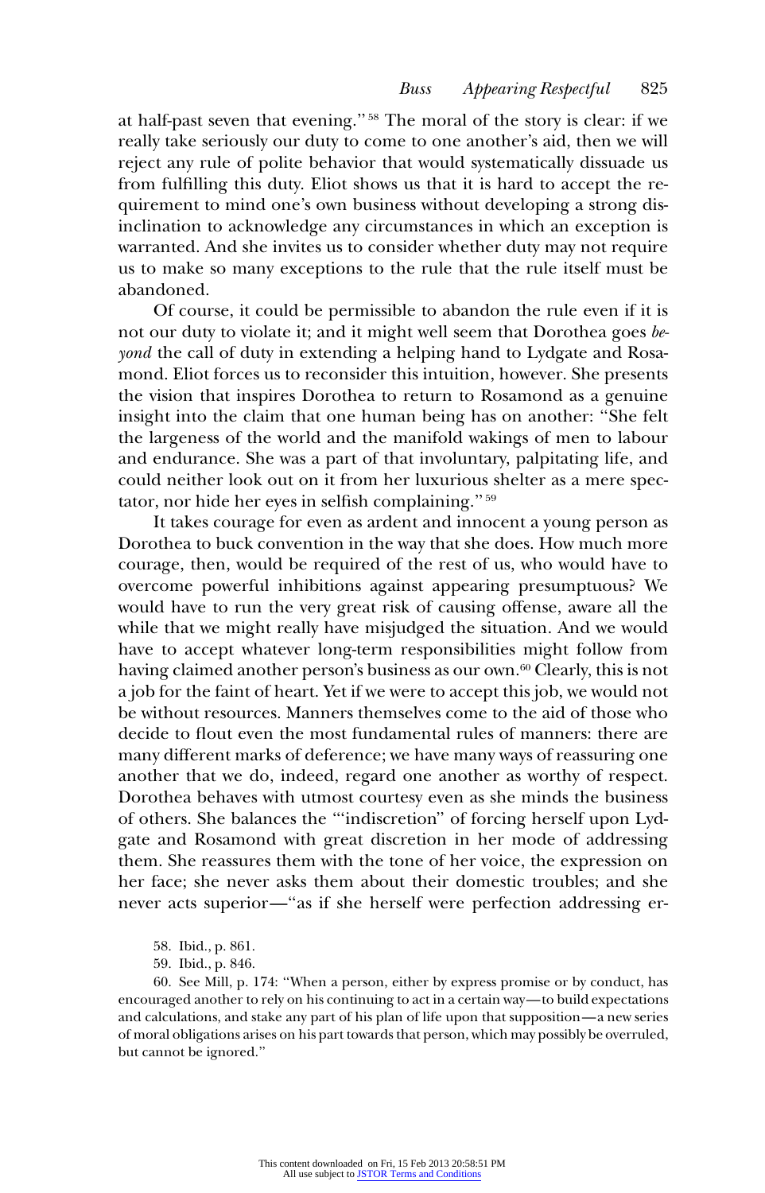at half-past seven that evening."[58] The moral of the story is clear: if we really take seriously our duty to come to one another's aid, then we will reject any rule of polite behavior that would systematically dissuade us from fulfilling this duty. Eliot shows us that it is hard to accept the requirement to mind one's own business without developing a strong disinclination to acknowledge any circumstances in which an exception is warranted. And she invites us to consider whether duty may not require us to make so many exceptions to the rule that the rule itself must be abandoned.

Of course, it could be permissible to abandon the rule even if it is not our duty to violate it; and it might well seem that Dorothea goes *beyond* the call of duty in extending a helping hand to Lydgate and Rosamond. Eliot forces us to reconsider this intuition, however. She presents the vision that inspires Dorothea to return to Rosamond as a genuine insight into the claim that one human being has on another: "She felt the largeness of the world and the manifold wakings of men to labour and endurance. She was a part of that involuntary, palpitating life, and could neither look out on it from her luxurious shelter as a mere spectator, nor hide her eyes in selfish complaining."[59]

It takes courage for even as ardent and innocent a young person as Dorothea to buck convention in the way that she does. How much more courage, then, would be required of the rest of us, who would have to overcome powerful inhibitions against appearing presumptuous? We would have to run the very great risk of causing offense, aware all the while that we might really have misjudged the situation. And we would have to accept whatever long-term responsibilities might follow from having claimed another person's business as our own.[60] Clearly, this is not a job for the faint of heart. Yet if we were to accept this job, we would not be without resources. Manners themselves come to the aid of those who decide to flout even the most fundamental rules of manners: there are many different marks of deference; we have many ways of reassuring one another that we do, indeed, regard one another as worthy of respect. Dorothea behaves with utmost courtesy even as she minds the business of others. She balances the "'indiscretion" of forcing herself upon Lydgate and Rosamond with great discretion in her mode of addressing them. She reassures them with the tone of her voice, the expression on her face; she never asks them about their domestic troubles; and she never acts superior—"as if she herself were perfection addressing er-

58. Ibid., p. 861.

59. Ibid., p. 846.

60. See Mill, p. 174: "When a person, either by express promise or by conduct, has encouraged another to rely on his continuing to act in a certain way—to build expectations and calculations, and stake any part of his plan of life upon that supposition—a new series of moral obligations arises on his part towards that person, which may possibly be overruled, but cannot be ignored."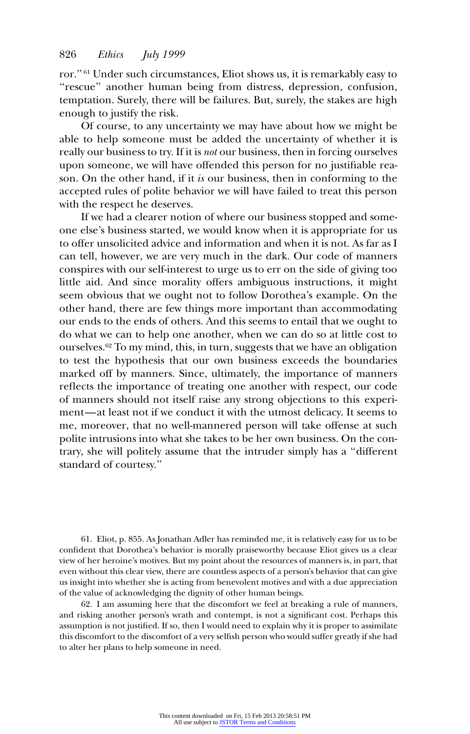ror."[61] Under such circumstances, Eliot shows us, it is remarkably easy to "rescue" another human being from distress, depression, confusion, temptation. Surely, there will be failures. But, surely, the stakes are high enough to justify the risk.

Of course, to any uncertainty we may have about how we might be able to help someone must be added the uncertainty of whether it is really our business to try. If it is *not* our business, then in forcing ourselves upon someone, we will have offended this person for no justifiable reason. On the other hand, if it *is* our business, then in conforming to the accepted rules of polite behavior we will have failed to treat this person with the respect he deserves.

If we had a clearer notion of where our business stopped and someone else's business started, we would know when it is appropriate for us to offer unsolicited advice and information and when it is not. As far as I can tell, however, we are very much in the dark. Our code of manners conspires with our self-interest to urge us to err on the side of giving too little aid. And since morality offers ambiguous instructions, it might seem obvious that we ought not to follow Dorothea's example. On the other hand, there are few things more important than accommodating our ends to the ends of others. And this seems to entail that we ought to do what we can to help one another, when we can do so at little cost to ourselves.[62] To my mind, this, in turn, suggests that we have an obligation to test the hypothesis that our own business exceeds the boundaries marked off by manners. Since, ultimately, the importance of manners reflects the importance of treating one another with respect, our code of manners should not itself raise any strong objections to this experiment—at least not if we conduct it with the utmost delicacy. It seems to me, moreover, that no well-mannered person will take offense at such polite intrusions into what she takes to be her own business. On the contrary, she will politely assume that the intruder simply has a "different standard of courtesy."

61. Eliot, p. 855. As Jonathan Adler has reminded me, it is relatively easy for us to be confident that Dorothea's behavior is morally praiseworthy because Eliot gives us a clear view of her heroine's motives. But my point about the resources of manners is, in part, that even without this clear view, there are countless aspects of a person's behavior that can give us insight into whether she is acting from benevolent motives and with a due appreciation of the value of acknowledging the dignity of other human beings.

62. I am assuming here that the discomfort we feel at breaking a rule of manners, and risking another person's wrath and contempt, is not a significant cost. Perhaps this assumption is not justified. If so, then I would need to explain why it is proper to assimilate this discomfort to the discomfort of a very selfish person who would suffer greatly if she had to alter her plans to help someone in need.